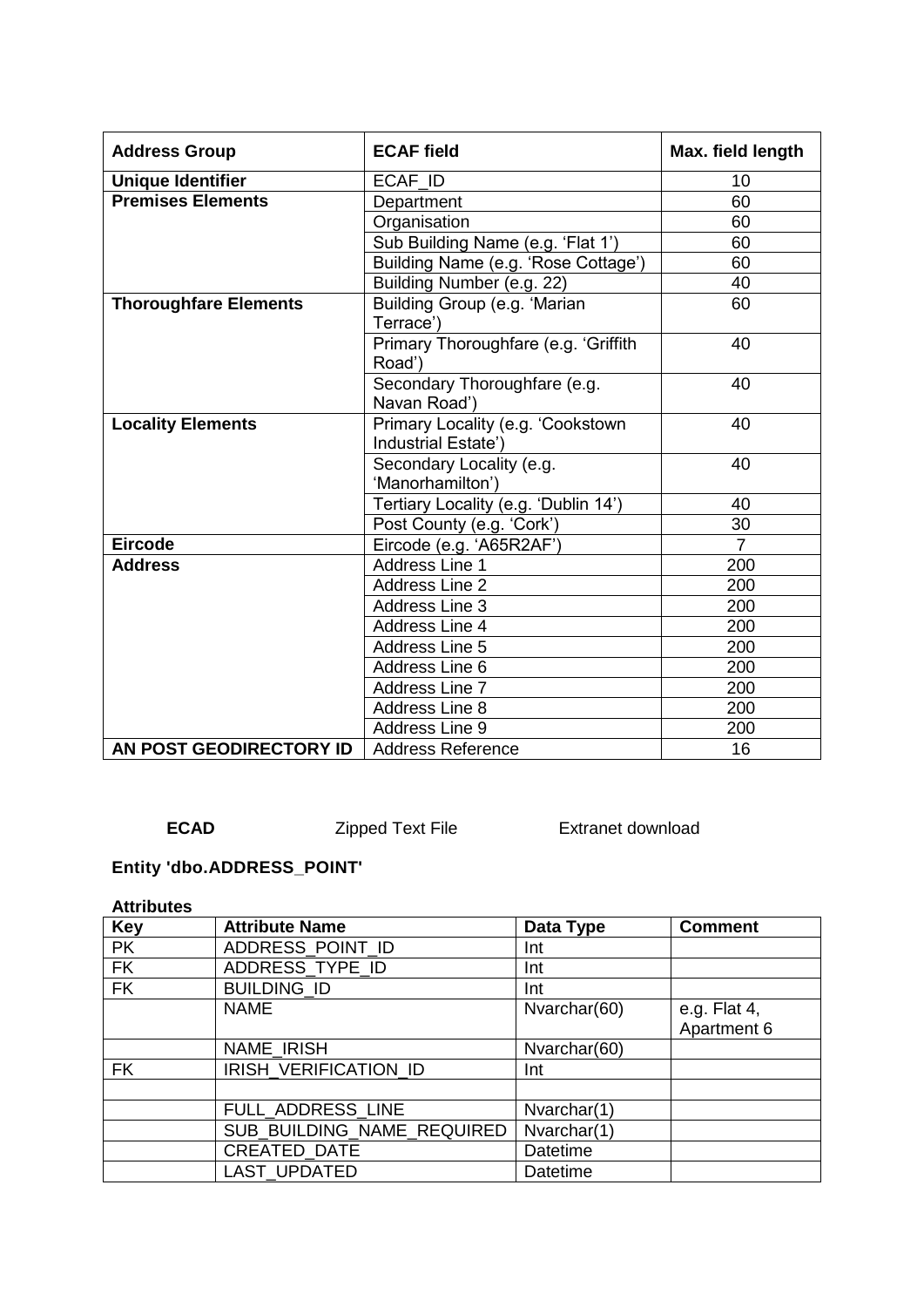| Address Group | ECAF field | Max. field length |
|---|---|---|
| **Unique Identifier** | ECAF_ID | 10 |
| **Premises Elements** | Department | 60 |
| | Organisation | 60 |
| | Sub Building Name (e.g. 'Flat 1') | 60 |
| | Building Name (e.g. 'Rose Cottage') | 60 |
| | Building Number (e.g. 22) | 40 |
| **Thoroughfare Elements** | Building Group (e.g. 'Marian Terrace') | 60 |
| | Primary Thoroughfare (e.g. 'Griffith Road') | 40 |
| | Secondary Thoroughfare (e.g. Navan Road') | 40 |
| **Locality Elements** | Primary Locality (e.g. 'Cookstown Industrial Estate') | 40 |
| | Secondary Locality (e.g. 'Manorhamilton') | 40 |
| | Tertiary Locality (e.g. 'Dublin 14') | 40 |
| | Post County (e.g. 'Cork') | 30 |
| **Eircode** | Eircode (e.g. 'A65R2AF') | 7 |
| **Address** | Address Line 1 | 200 |
| | Address Line 2 | 200 |
| | Address Line 3 | 200 |
| | Address Line 4 | 200 |
| | Address Line 5 | 200 |
| | Address Line 6 | 200 |
| | Address Line 7 | 200 |
| | Address Line 8 | 200 |
| | Address Line 9 | 200 |
| **AN POST GEODIRECTORY ID** | Address Reference | 16 |

**ECAD** Zipped Text File Extranet download

### Entity 'dbo.ADDRESS_POINT'

**Attributes**

| Key | Attribute Name | Data Type | Comment |
|---|---|---|---|
| PK | ADDRESS_POINT_ID | Int | |
| FK | ADDRESS_TYPE_ID | Int | |
| FK | BUILDING_ID | Int | |
| | NAME | Nvarchar(60) | e.g. Flat 4, Apartment 6 |
| | NAME_IRISH | Nvarchar(60) | |
| FK | IRISH_VERIFICATION_ID | Int | |
| | | | |
| | FULL_ADDRESS_LINE | Nvarchar(1) | |
| | SUB_BUILDING_NAME_REQUIRED | Nvarchar(1) | |
| | CREATED_DATE | Datetime | |
| | LAST_UPDATED | Datetime | |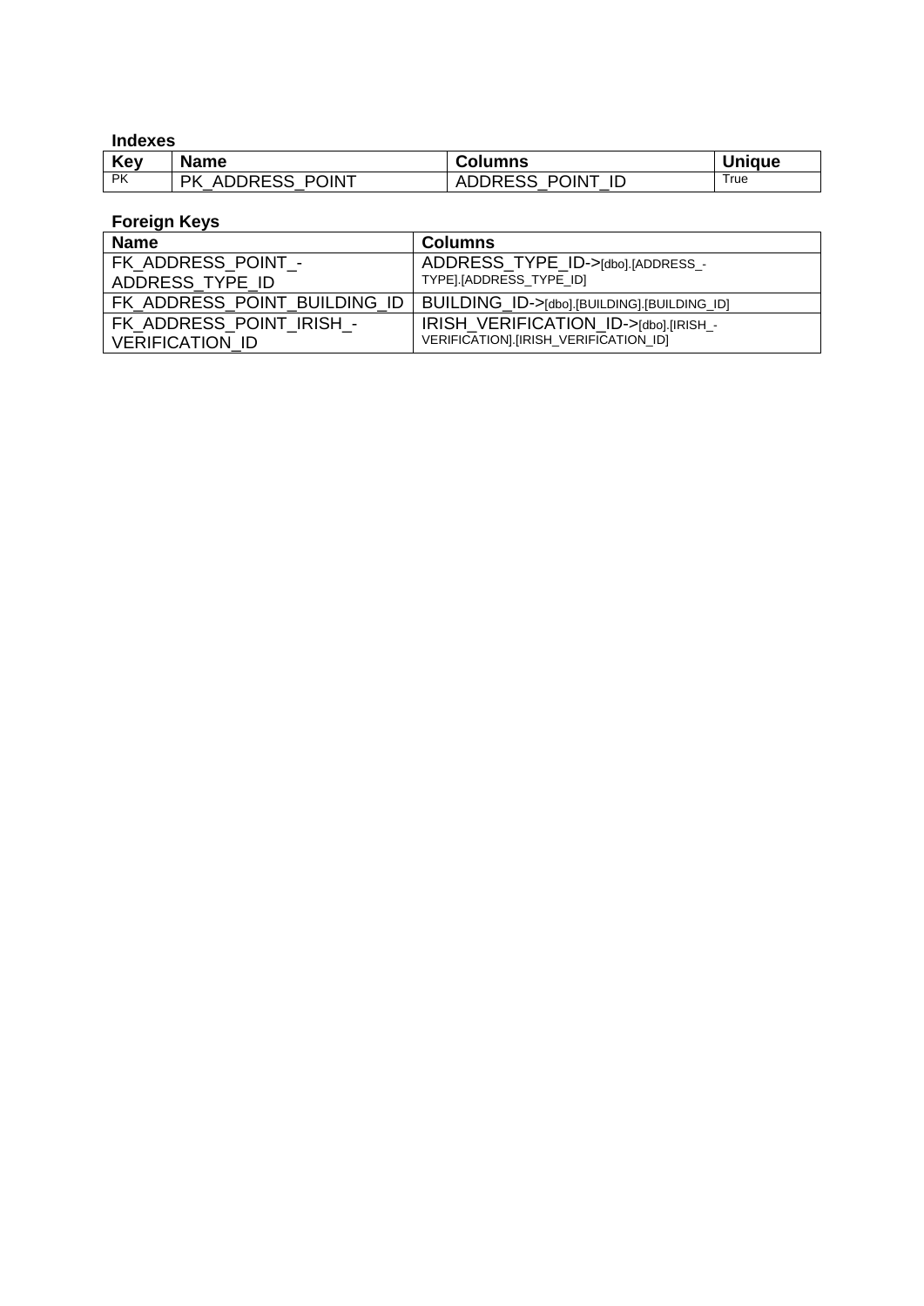### Indexes

| Key | Name | Columns | Unique |
| --- | --- | --- | --- |
| PK | PK_ADDRESS_POINT | ADDRESS_POINT_ID | True |

### Foreign Keys

| Name | Columns |
| --- | --- |
| FK_ADDRESS_POINT_ADDRESS_TYPE_ID | ADDRESS_TYPE_ID->[dbo].[ADDRESS_TYPE].[ADDRESS_TYPE_ID] |
| FK_ADDRESS_POINT_BUILDING_ID | BUILDING_ID->[dbo].[BUILDING].[BUILDING_ID] |
| FK_ADDRESS_POINT_IRISH_VERIFICATION_ID | IRISH_VERIFICATION_ID->[dbo].[IRISH_VERIFICATION].[IRISH_VERIFICATION_ID] |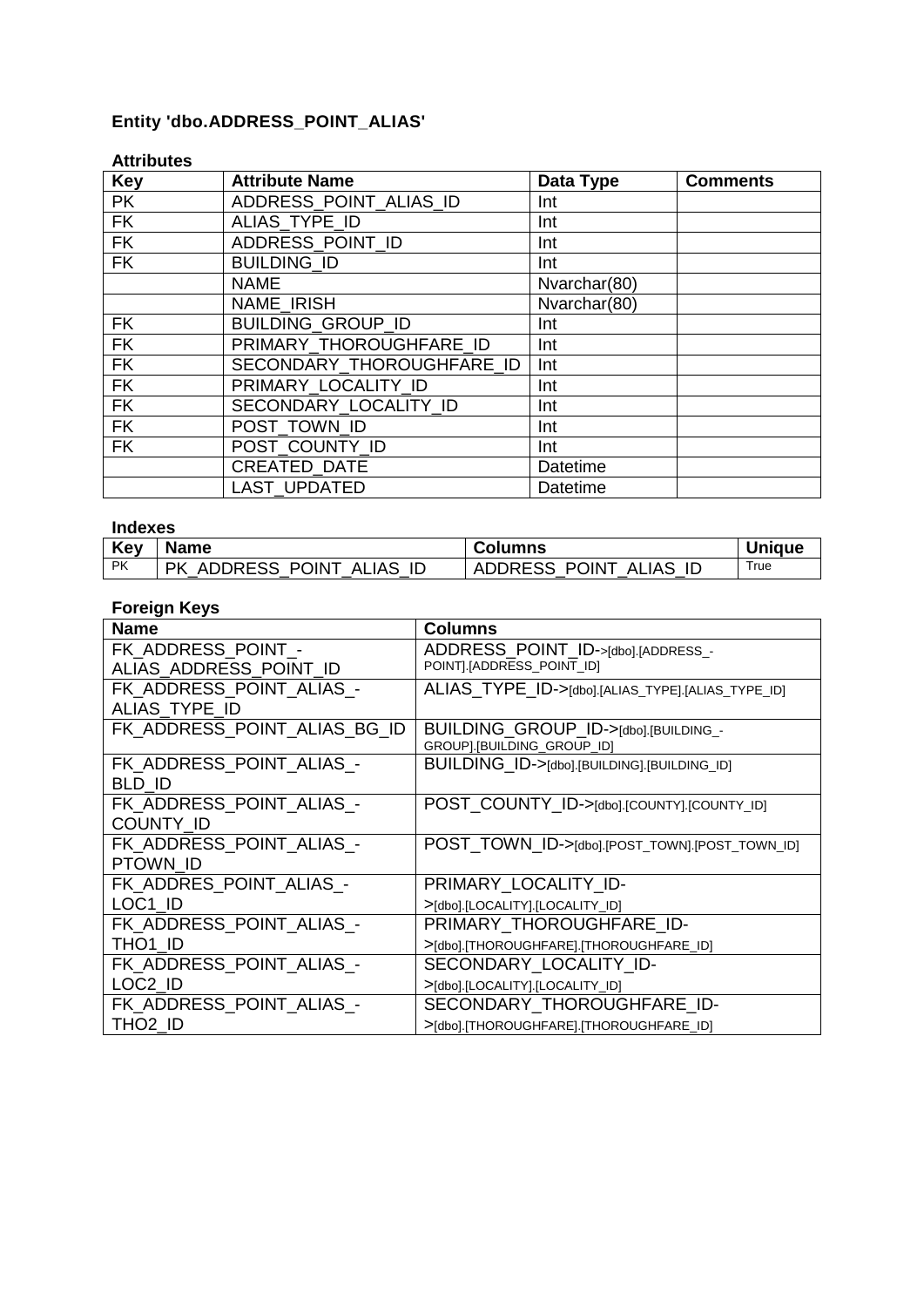### Entity 'dbo.ADDRESS_POINT_ALIAS'

#### Attributes

| Key | Attribute Name | Data Type | Comments |
|---|---|---|---|
| PK | ADDRESS_POINT_ALIAS_ID | Int | |
| FK | ALIAS_TYPE_ID | Int | |
| FK | ADDRESS_POINT_ID | Int | |
| FK | BUILDING_ID | Int | |
| | NAME | Nvarchar(80) | |
| | NAME_IRISH | Nvarchar(80) | |
| FK | BUILDING_GROUP_ID | Int | |
| FK | PRIMARY_THOROUGHFARE_ID | Int | |
| FK | SECONDARY_THOROUGHFARE_ID | Int | |
| FK | PRIMARY_LOCALITY_ID | Int | |
| FK | SECONDARY_LOCALITY_ID | Int | |
| FK | POST_TOWN_ID | Int | |
| FK | POST_COUNTY_ID | Int | |
| | CREATED_DATE | Datetime | |
| | LAST_UPDATED | Datetime | |

#### Indexes

| Key | Name | Columns | Unique |
|---|---|---|---|
| PK | PK_ADDRESS_POINT_ALIAS_ID | ADDRESS_POINT_ALIAS_ID | True |

#### Foreign Keys

| Name | Columns |
|---|---|
| FK_ADDRESS_POINT_-ALIAS_ADDRESS_POINT_ID | ADDRESS_POINT_ID->[dbo].[ADDRESS_-POINT].[ADDRESS_POINT_ID] |
| FK_ADDRESS_POINT_ALIAS_-ALIAS_TYPE_ID | ALIAS_TYPE_ID->[dbo].[ALIAS_TYPE].[ALIAS_TYPE_ID] |
| FK_ADDRESS_POINT_ALIAS_BG_ID | BUILDING_GROUP_ID->[dbo].[BUILDING_-GROUP].[BUILDING_GROUP_ID] |
| FK_ADDRESS_POINT_ALIAS_-BLD_ID | BUILDING_ID->[dbo].[BUILDING].[BUILDING_ID] |
| FK_ADDRESS_POINT_ALIAS_-COUNTY_ID | POST_COUNTY_ID->[dbo].[COUNTY].[COUNTY_ID] |
| FK_ADDRESS_POINT_ALIAS_-PTOWN_ID | POST_TOWN_ID->[dbo].[POST_TOWN].[POST_TOWN_ID] |
| FK_ADDRES_POINT_ALIAS_-LOC1_ID | PRIMARY_LOCALITY_ID->[dbo].[LOCALITY].[LOCALITY_ID] |
| FK_ADDRESS_POINT_ALIAS_-THO1_ID | PRIMARY_THOROUGHFARE_ID->[dbo].[THOROUGHFARE].[THOROUGHFARE_ID] |
| FK_ADDRESS_POINT_ALIAS_-LOC2_ID | SECONDARY_LOCALITY_ID->[dbo].[LOCALITY].[LOCALITY_ID] |
| FK_ADDRESS_POINT_ALIAS_-THO2_ID | SECONDARY_THOROUGHFARE_ID->[dbo].[THOROUGHFARE].[THOROUGHFARE_ID] |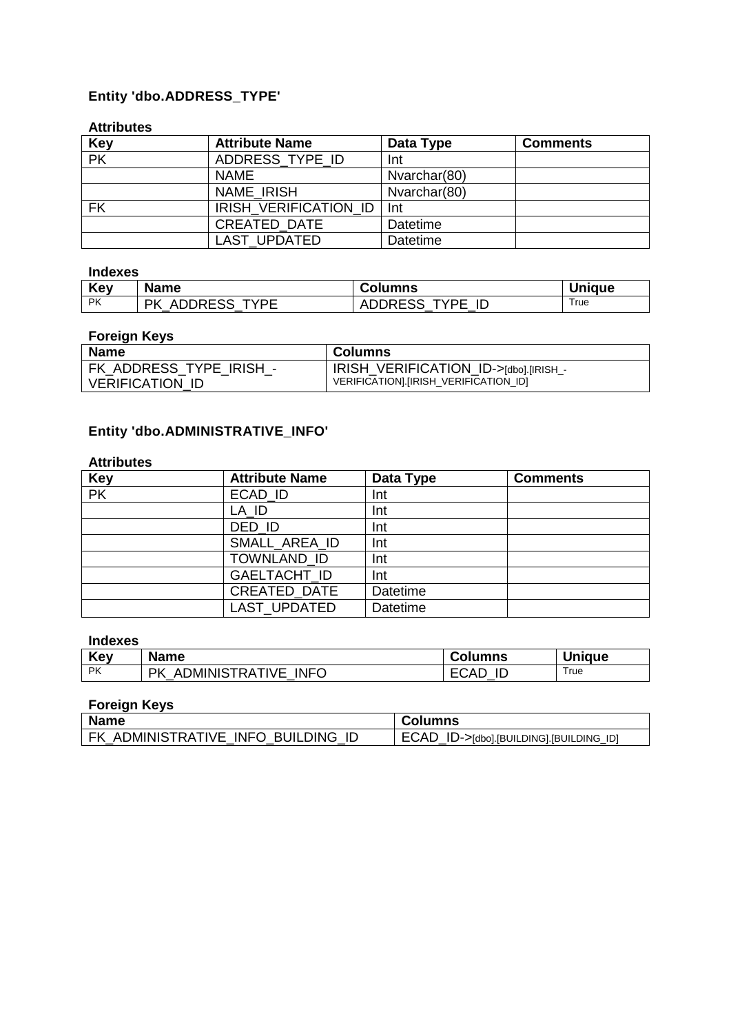### Entity 'dbo.ADDRESS_TYPE'

**Attributes**

| Key | Attribute Name | Data Type | Comments |
|---|---|---|---|
| PK | ADDRESS_TYPE_ID | Int | |
| | NAME | Nvarchar(80) | |
| | NAME_IRISH | Nvarchar(80) | |
| FK | IRISH_VERIFICATION_ID | Int | |
| | CREATED_DATE | Datetime | |
| | LAST_UPDATED | Datetime | |

**Indexes**

| Key | Name | Columns | Unique |
|---|---|---|---|
| PK | PK_ADDRESS_TYPE | ADDRESS_TYPE_ID | True |

**Foreign Keys**

| Name | Columns |
|---|---|
| FK_ADDRESS_TYPE_IRISH_-VERIFICATION_ID | IRISH_VERIFICATION_ID->[dbo].[IRISH_-VERIFICATION].[IRISH_VERIFICATION_ID] |

### Entity 'dbo.ADMINISTRATIVE_INFO'

**Attributes**

| Key | Attribute Name | Data Type | Comments |
|---|---|---|---|
| PK | ECAD_ID | Int | |
| | LA_ID | Int | |
| | DED_ID | Int | |
| | SMALL_AREA_ID | Int | |
| | TOWNLAND_ID | Int | |
| | GAELTACHT_ID | Int | |
| | CREATED_DATE | Datetime | |
| | LAST_UPDATED | Datetime | |

**Indexes**

| Key | Name | Columns | Unique |
|---|---|---|---|
| PK | PK_ADMINISTRATIVE_INFO | ECAD_ID | True |

**Foreign Keys**

| Name | Columns |
|---|---|
| FK_ADMINISTRATIVE_INFO_BUILDING_ID | ECAD_ID->[dbo].[BUILDING].[BUILDING_ID] |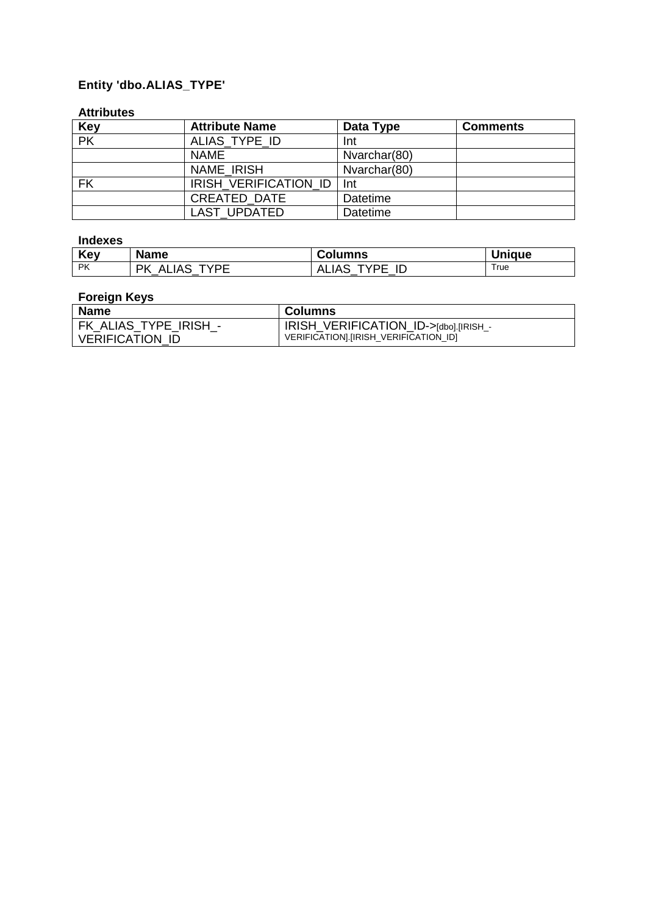### Entity 'dbo.ALIAS_TYPE'

#### Attributes

| Key | Attribute Name | Data Type | Comments |
| --- | --- | --- | --- |
| PK | ALIAS_TYPE_ID | Int | |
| | NAME | Nvarchar(80) | |
| | NAME_IRISH | Nvarchar(80) | |
| FK | IRISH_VERIFICATION_ID | Int | |
| | CREATED_DATE | Datetime | |
| | LAST_UPDATED | Datetime | |

#### Indexes

| Key | Name | Columns | Unique |
| --- | --- | --- | --- |
| PK | PK_ALIAS_TYPE | ALIAS_TYPE_ID | True |

#### Foreign Keys

| Name | Columns |
| --- | --- |
| FK_ALIAS_TYPE_IRISH_-VERIFICATION_ID | IRISH_VERIFICATION_ID->[dbo].[IRISH_-VERIFICATION].[IRISH_VERIFICATION_ID] |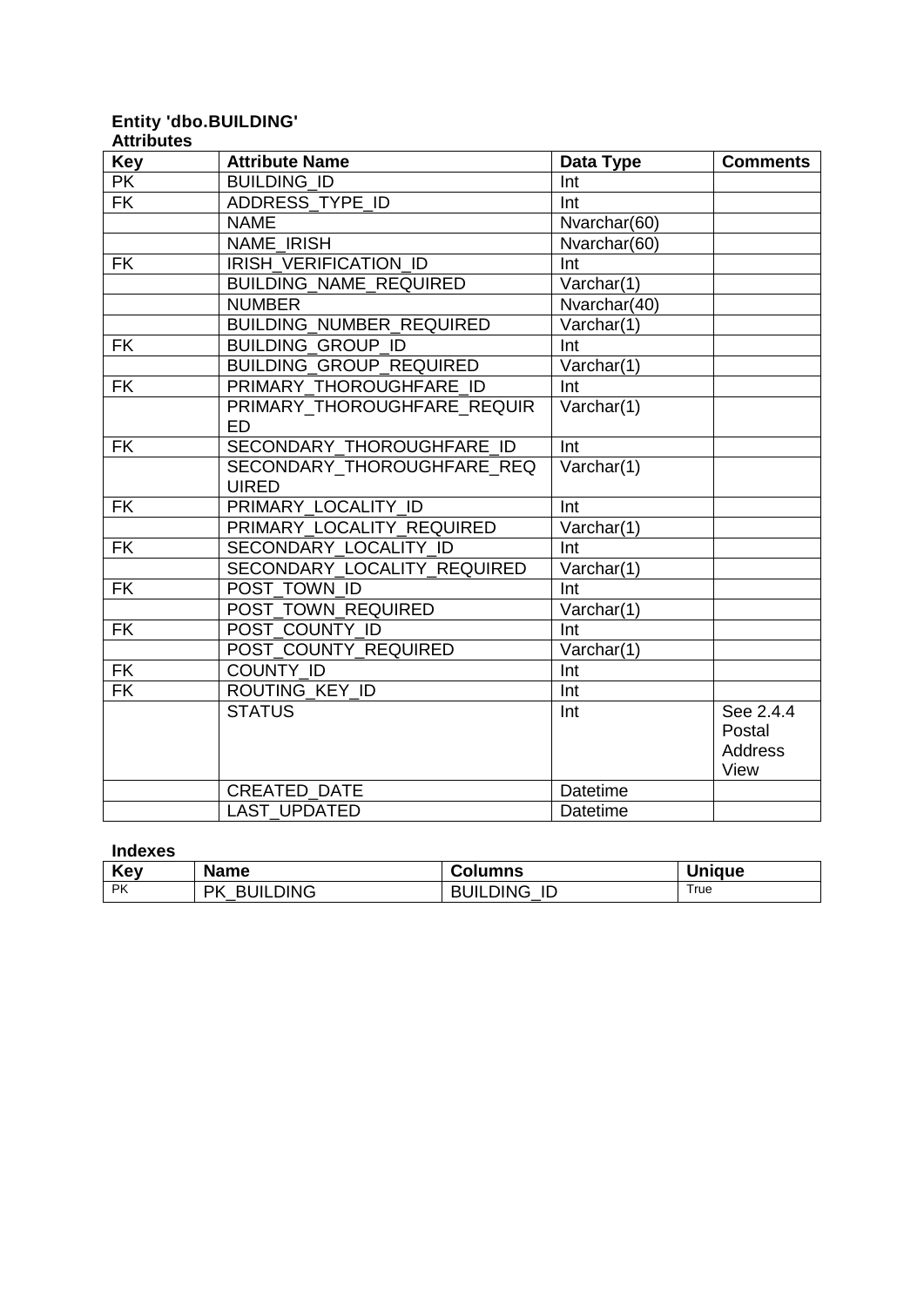**Entity 'dbo.BUILDING'**

**Attributes**

| Key | Attribute Name | Data Type | Comments |
|---|---|---|---|
| PK | BUILDING_ID | Int | |
| FK | ADDRESS_TYPE_ID | Int | |
| | NAME | Nvarchar(60) | |
| | NAME_IRISH | Nvarchar(60) | |
| FK | IRISH_VERIFICATION_ID | Int | |
| | BUILDING_NAME_REQUIRED | Varchar(1) | |
| | NUMBER | Nvarchar(40) | |
| | BUILDING_NUMBER_REQUIRED | Varchar(1) | |
| FK | BUILDING_GROUP_ID | Int | |
| | BUILDING_GROUP_REQUIRED | Varchar(1) | |
| FK | PRIMARY_THOROUGHFARE_ID | Int | |
| | PRIMARY_THOROUGHFARE_REQUIRED | Varchar(1) | |
| FK | SECONDARY_THOROUGHFARE_ID | Int | |
| | SECONDARY_THOROUGHFARE_REQUIRED | Varchar(1) | |
| FK | PRIMARY_LOCALITY_ID | Int | |
| | PRIMARY_LOCALITY_REQUIRED | Varchar(1) | |
| FK | SECONDARY_LOCALITY_ID | Int | |
| | SECONDARY_LOCALITY_REQUIRED | Varchar(1) | |
| FK | POST_TOWN_ID | Int | |
| | POST_TOWN_REQUIRED | Varchar(1) | |
| FK | POST_COUNTY_ID | Int | |
| | POST_COUNTY_REQUIRED | Varchar(1) | |
| FK | COUNTY_ID | Int | |
| FK | ROUTING_KEY_ID | Int | |
| | STATUS | Int | See 2.4.4 Postal Address View |
| | CREATED_DATE | Datetime | |
| | LAST_UPDATED | Datetime | |

**Indexes**

| Key | Name | Columns | Unique |
|---|---|---|---|
| PK | PK_BUILDING | BUILDING_ID | True |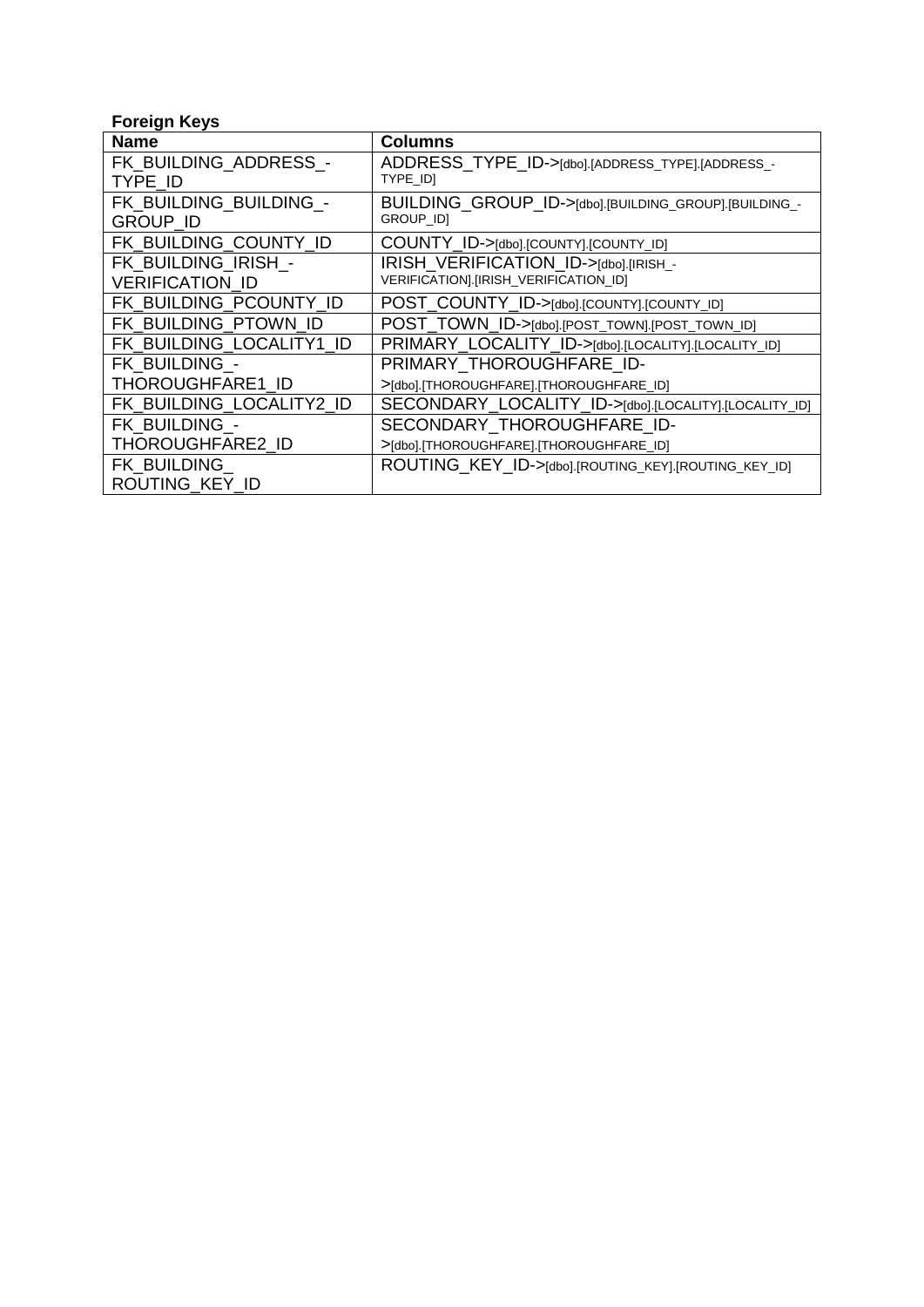**Foreign Keys**

| Name | Columns |
|---|---|
| FK_BUILDING_ADDRESS_TYPE_ID | ADDRESS_TYPE_ID->[dbo].[ADDRESS_TYPE].[ADDRESS_TYPE_ID] |
| FK_BUILDING_BUILDING_GROUP_ID | BUILDING_GROUP_ID->[dbo].[BUILDING_GROUP].[BUILDING_GROUP_ID] |
| FK_BUILDING_COUNTY_ID | COUNTY_ID->[dbo].[COUNTY].[COUNTY_ID] |
| FK_BUILDING_IRISH_VERIFICATION_ID | IRISH_VERIFICATION_ID->[dbo].[IRISH_VERIFICATION].[IRISH_VERIFICATION_ID] |
| FK_BUILDING_PCOUNTY_ID | POST_COUNTY_ID->[dbo].[COUNTY].[COUNTY_ID] |
| FK_BUILDING_PTOWN_ID | POST_TOWN_ID->[dbo].[POST_TOWN].[POST_TOWN_ID] |
| FK_BUILDING_LOCALITY1_ID | PRIMARY_LOCALITY_ID->[dbo].[LOCALITY].[LOCALITY_ID] |
| FK_BUILDING_THOROUGHFARE1_ID | PRIMARY_THOROUGHFARE_ID->[dbo].[THOROUGHFARE].[THOROUGHFARE_ID] |
| FK_BUILDING_LOCALITY2_ID | SECONDARY_LOCALITY_ID->[dbo].[LOCALITY].[LOCALITY_ID] |
| FK_BUILDING_THOROUGHFARE2_ID | SECONDARY_THOROUGHFARE_ID->[dbo].[THOROUGHFARE].[THOROUGHFARE_ID] |
| FK_BUILDING_ROUTING_KEY_ID | ROUTING_KEY_ID->[dbo].[ROUTING_KEY].[ROUTING_KEY_ID] |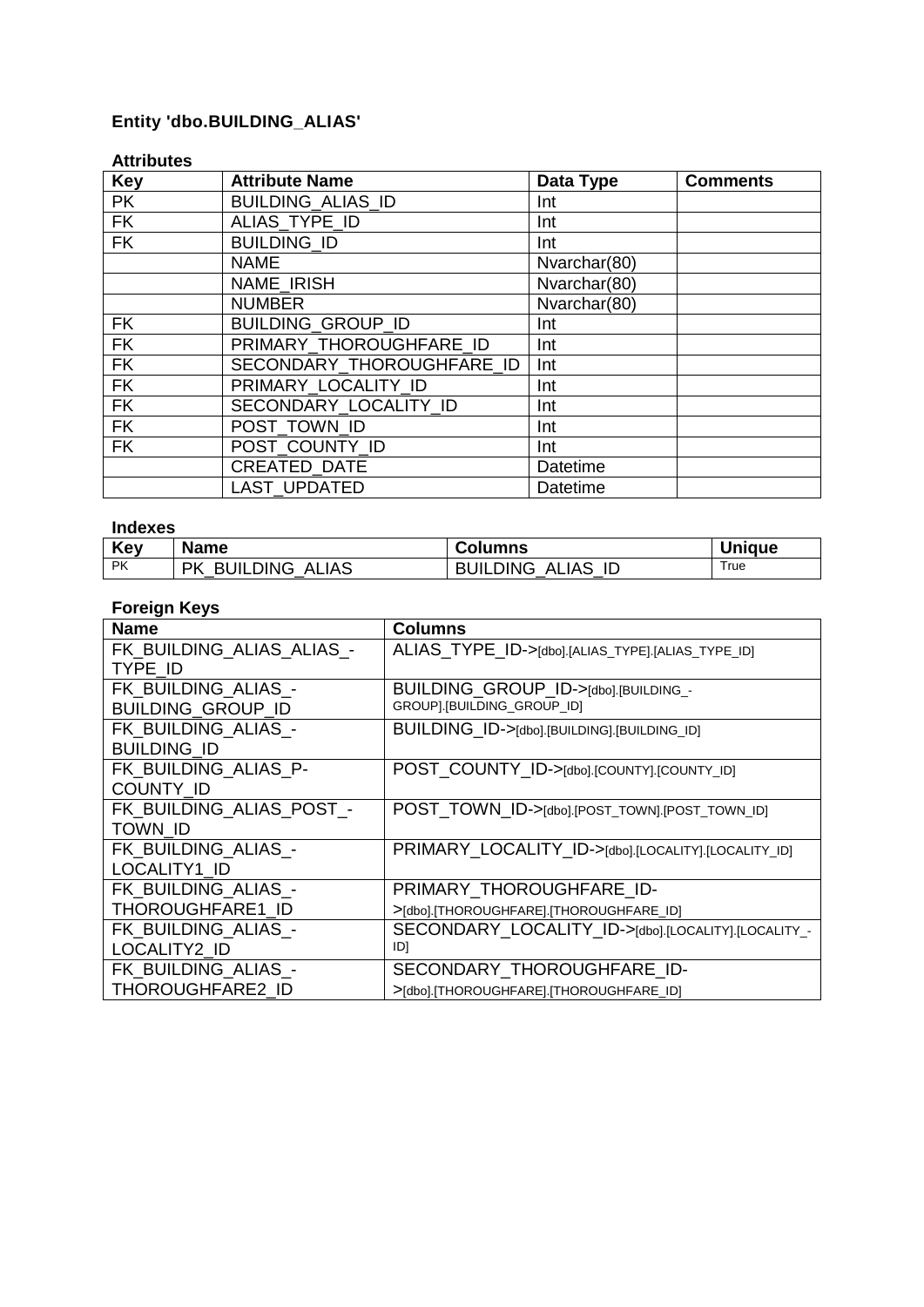### Entity 'dbo.BUILDING_ALIAS'

#### Attributes

| Key | Attribute Name | Data Type | Comments |
|---|---|---|---|
| PK | BUILDING_ALIAS_ID | Int | |
| FK | ALIAS_TYPE_ID | Int | |
| FK | BUILDING_ID | Int | |
| | NAME | Nvarchar(80) | |
| | NAME_IRISH | Nvarchar(80) | |
| | NUMBER | Nvarchar(80) | |
| FK | BUILDING_GROUP_ID | Int | |
| FK | PRIMARY_THOROUGHFARE_ID | Int | |
| FK | SECONDARY_THOROUGHFARE_ID | Int | |
| FK | PRIMARY_LOCALITY_ID | Int | |
| FK | SECONDARY_LOCALITY_ID | Int | |
| FK | POST_TOWN_ID | Int | |
| FK | POST_COUNTY_ID | Int | |
| | CREATED_DATE | Datetime | |
| | LAST_UPDATED | Datetime | |

#### Indexes

| Key | Name | Columns | Unique |
|---|---|---|---|
| PK | PK_BUILDING_ALIAS | BUILDING_ALIAS_ID | True |

#### Foreign Keys

| Name | Columns |
|---|---|
| FK_BUILDING_ALIAS_ALIAS_TYPE_ID | ALIAS_TYPE_ID->[dbo].[ALIAS_TYPE].[ALIAS_TYPE_ID] |
| FK_BUILDING_ALIAS_BUILDING_GROUP_ID | BUILDING_GROUP_ID->[dbo].[BUILDING_GROUP].[BUILDING_GROUP_ID] |
| FK_BUILDING_ALIAS_BUILDING_ID | BUILDING_ID->[dbo].[BUILDING].[BUILDING_ID] |
| FK_BUILDING_ALIAS_P-COUNTY_ID | POST_COUNTY_ID->[dbo].[COUNTY].[COUNTY_ID] |
| FK_BUILDING_ALIAS_POST_TOWN_ID | POST_TOWN_ID->[dbo].[POST_TOWN].[POST_TOWN_ID] |
| FK_BUILDING_ALIAS_LOCALITY1_ID | PRIMARY_LOCALITY_ID->[dbo].[LOCALITY].[LOCALITY_ID] |
| FK_BUILDING_ALIAS_THOROUGHFARE1_ID | PRIMARY_THOROUGHFARE_ID->[dbo].[THOROUGHFARE].[THOROUGHFARE_ID] |
| FK_BUILDING_ALIAS_LOCALITY2_ID | SECONDARY_LOCALITY_ID->[dbo].[LOCALITY].[LOCALITY_ID] |
| FK_BUILDING_ALIAS_THOROUGHFARE2_ID | SECONDARY_THOROUGHFARE_ID->[dbo].[THOROUGHFARE].[THOROUGHFARE_ID] |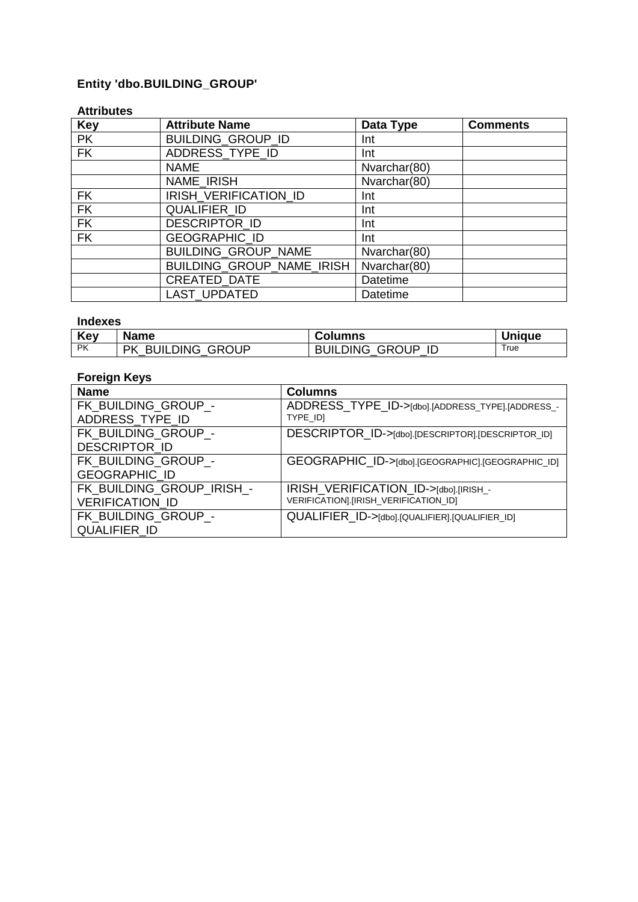### Entity 'dbo.BUILDING_GROUP'

**Attributes**

| Key | Attribute Name | Data Type | Comments |
|---|---|---|---|
| PK | BUILDING_GROUP_ID | Int | |
| FK | ADDRESS_TYPE_ID | Int | |
| | NAME | Nvarchar(80) | |
| | NAME_IRISH | Nvarchar(80) | |
| FK | IRISH_VERIFICATION_ID | Int | |
| FK | QUALIFIER_ID | Int | |
| FK | DESCRIPTOR_ID | Int | |
| FK | GEOGRAPHIC_ID | Int | |
| | BUILDING_GROUP_NAME | Nvarchar(80) | |
| | BUILDING_GROUP_NAME_IRISH | Nvarchar(80) | |
| | CREATED_DATE | Datetime | |
| | LAST_UPDATED | Datetime | |

**Indexes**

| Key | Name | Columns | Unique |
|---|---|---|---|
| PK | PK_BUILDING_GROUP | BUILDING_GROUP_ID | True |

**Foreign Keys**

| Name | Columns |
|---|---|
| FK_BUILDING_GROUP_-ADDRESS_TYPE_ID | ADDRESS_TYPE_ID->[dbo].[ADDRESS_TYPE].[ADDRESS_-TYPE_ID] |
| FK_BUILDING_GROUP_-DESCRIPTOR_ID | DESCRIPTOR_ID->[dbo].[DESCRIPTOR].[DESCRIPTOR_ID] |
| FK_BUILDING_GROUP_-GEOGRAPHIC_ID | GEOGRAPHIC_ID->[dbo].[GEOGRAPHIC].[GEOGRAPHIC_ID] |
| FK_BUILDING_GROUP_IRISH_-VERIFICATION_ID | IRISH_VERIFICATION_ID->[dbo].[IRISH_-VERIFICATION].[IRISH_VERIFICATION_ID] |
| FK_BUILDING_GROUP_-QUALIFIER_ID | QUALIFIER_ID->[dbo].[QUALIFIER].[QUALIFIER_ID] |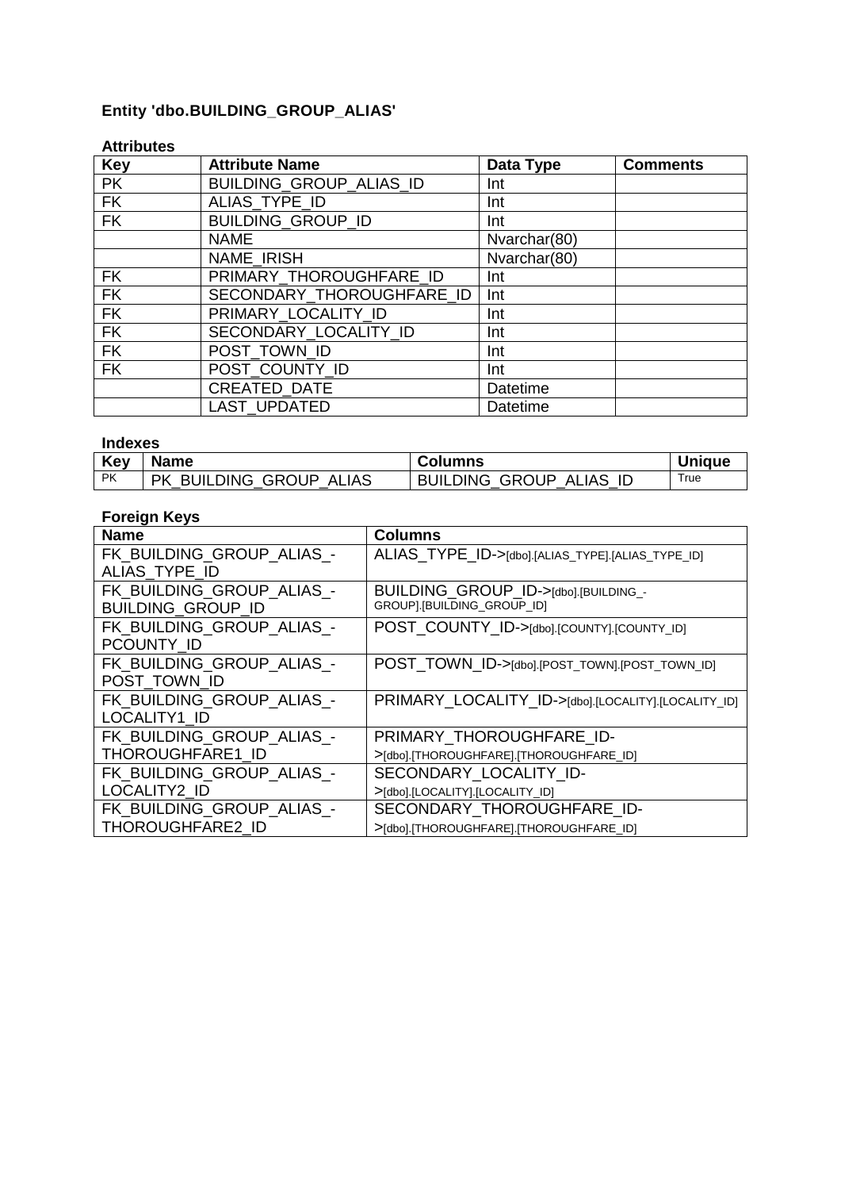## Entity 'dbo.BUILDING_GROUP_ALIAS'

### Attributes

| Key | Attribute Name | Data Type | Comments |
|---|---|---|---|
| PK | BUILDING_GROUP_ALIAS_ID | Int | |
| FK | ALIAS_TYPE_ID | Int | |
| FK | BUILDING_GROUP_ID | Int | |
| | NAME | Nvarchar(80) | |
| | NAME_IRISH | Nvarchar(80) | |
| FK | PRIMARY_THOROUGHFARE_ID | Int | |
| FK | SECONDARY_THOROUGHFARE_ID | Int | |
| FK | PRIMARY_LOCALITY_ID | Int | |
| FK | SECONDARY_LOCALITY_ID | Int | |
| FK | POST_TOWN_ID | Int | |
| FK | POST_COUNTY_ID | Int | |
| | CREATED_DATE | Datetime | |
| | LAST_UPDATED | Datetime | |

### Indexes

| Key | Name | Columns | Unique |
|---|---|---|---|
| PK | PK_BUILDING_GROUP_ALIAS | BUILDING_GROUP_ALIAS_ID | True |

### Foreign Keys

| Name | Columns |
|---|---|
| FK_BUILDING_GROUP_ALIAS_-ALIAS_TYPE_ID | ALIAS_TYPE_ID->[dbo].[ALIAS_TYPE].[ALIAS_TYPE_ID] |
| FK_BUILDING_GROUP_ALIAS_-BUILDING_GROUP_ID | BUILDING_GROUP_ID->[dbo].[BUILDING_-GROUP].[BUILDING_GROUP_ID] |
| FK_BUILDING_GROUP_ALIAS_-PCOUNTY_ID | POST_COUNTY_ID->[dbo].[COUNTY].[COUNTY_ID] |
| FK_BUILDING_GROUP_ALIAS_-POST_TOWN_ID | POST_TOWN_ID->[dbo].[POST_TOWN].[POST_TOWN_ID] |
| FK_BUILDING_GROUP_ALIAS_-LOCALITY1_ID | PRIMARY_LOCALITY_ID->[dbo].[LOCALITY].[LOCALITY_ID] |
| FK_BUILDING_GROUP_ALIAS_-THOROUGHFARE1_ID | PRIMARY_THOROUGHFARE_ID->[dbo].[THOROUGHFARE].[THOROUGHFARE_ID] |
| FK_BUILDING_GROUP_ALIAS_-LOCALITY2_ID | SECONDARY_LOCALITY_ID->[dbo].[LOCALITY].[LOCALITY_ID] |
| FK_BUILDING_GROUP_ALIAS_-THOROUGHFARE2_ID | SECONDARY_THOROUGHFARE_ID->[dbo].[THOROUGHFARE].[THOROUGHFARE_ID] |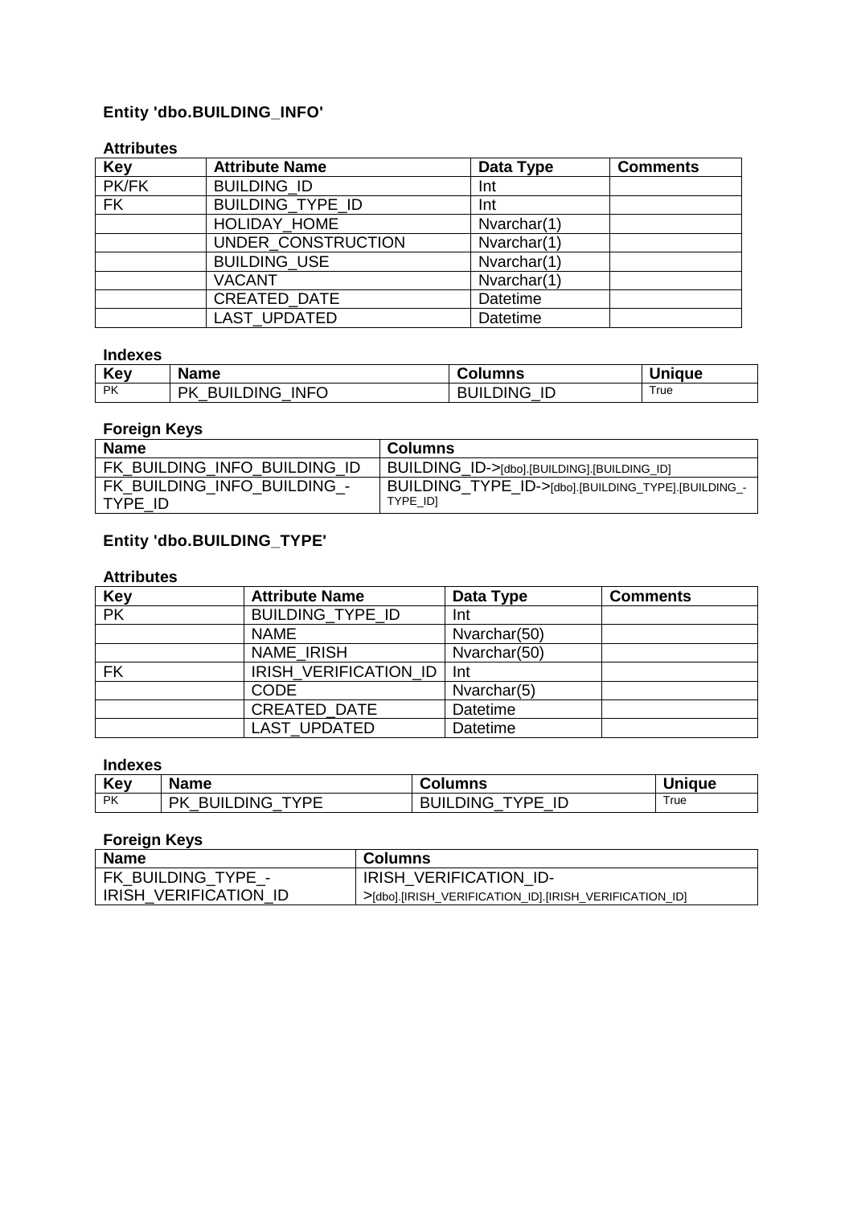### Entity 'dbo.BUILDING_INFO'

#### Attributes

| Key | Attribute Name | Data Type | Comments |
|---|---|---|---|
| PK/FK | BUILDING_ID | Int | |
| FK | BUILDING_TYPE_ID | Int | |
| | HOLIDAY_HOME | Nvarchar(1) | |
| | UNDER_CONSTRUCTION | Nvarchar(1) | |
| | BUILDING_USE | Nvarchar(1) | |
| | VACANT | Nvarchar(1) | |
| | CREATED_DATE | Datetime | |
| | LAST_UPDATED | Datetime | |

#### Indexes

| Key | Name | Columns | Unique |
|---|---|---|---|
| PK | PK_BUILDING_INFO | BUILDING_ID | True |

#### Foreign Keys

| Name | Columns |
|---|---|
| FK_BUILDING_INFO_BUILDING_ID | BUILDING_ID->[dbo].[BUILDING].[BUILDING_ID] |
| FK_BUILDING_INFO_BUILDING_-TYPE_ID | BUILDING_TYPE_ID->[dbo].[BUILDING_TYPE].[BUILDING_-TYPE_ID] |

### Entity 'dbo.BUILDING_TYPE'

#### Attributes

| Key | Attribute Name | Data Type | Comments |
|---|---|---|---|
| PK | BUILDING_TYPE_ID | Int | |
| | NAME | Nvarchar(50) | |
| | NAME_IRISH | Nvarchar(50) | |
| FK | IRISH_VERIFICATION_ID | Int | |
| | CODE | Nvarchar(5) | |
| | CREATED_DATE | Datetime | |
| | LAST_UPDATED | Datetime | |

#### Indexes

| Key | Name | Columns | Unique |
|---|---|---|---|
| PK | PK_BUILDING_TYPE | BUILDING_TYPE_ID | True |

#### Foreign Keys

| Name | Columns |
|---|---|
| FK_BUILDING_TYPE_-IRISH_VERIFICATION_ID | IRISH_VERIFICATION_ID->[dbo].[IRISH_VERIFICATION_ID].[IRISH_VERIFICATION_ID] |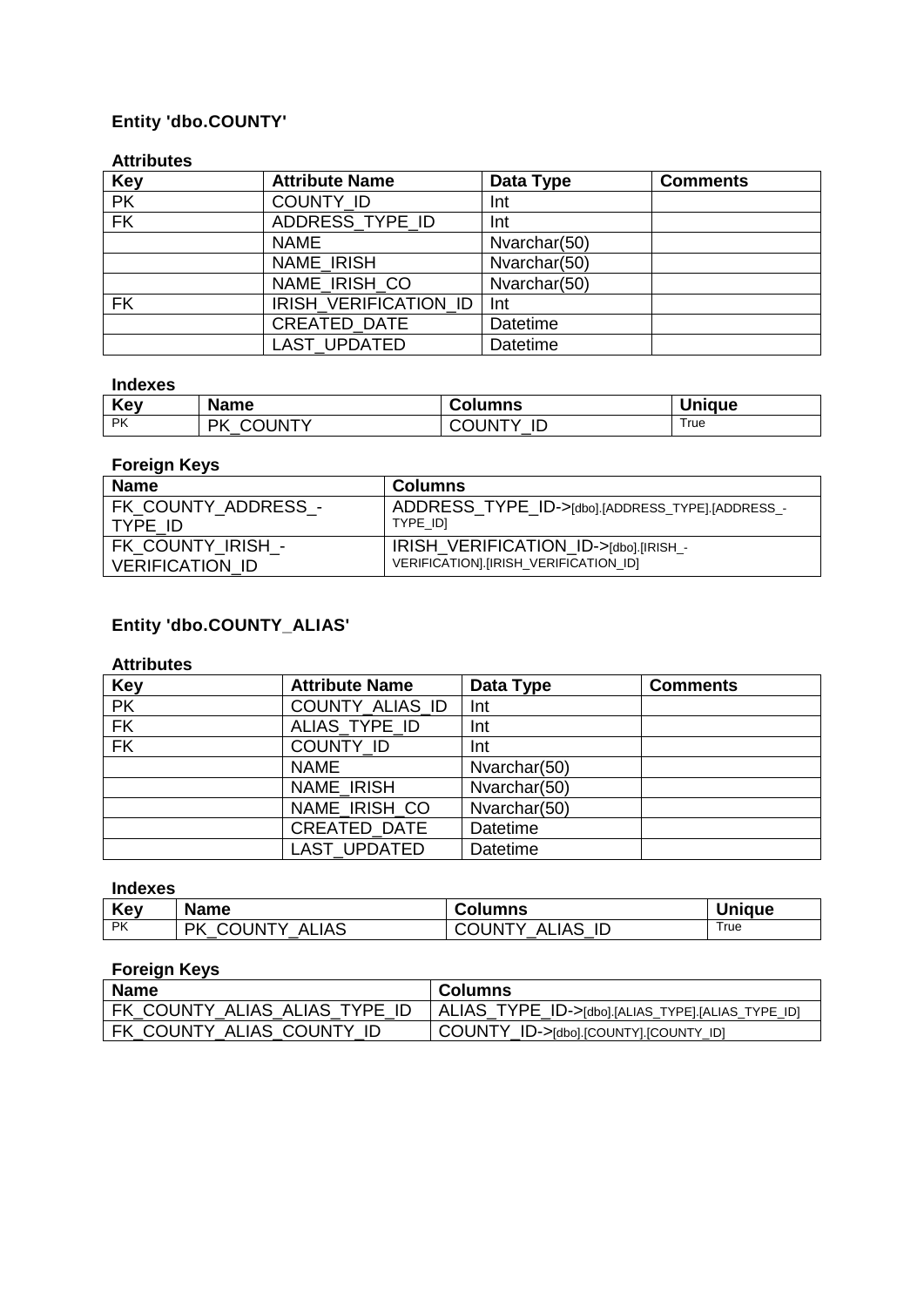### Entity 'dbo.COUNTY'

#### Attributes

| Key | Attribute Name | Data Type | Comments |
|---|---|---|---|
| PK | COUNTY_ID | Int | |
| FK | ADDRESS_TYPE_ID | Int | |
| | NAME | Nvarchar(50) | |
| | NAME_IRISH | Nvarchar(50) | |
| | NAME_IRISH_CO | Nvarchar(50) | |
| FK | IRISH_VERIFICATION_ID | Int | |
| | CREATED_DATE | Datetime | |
| | LAST_UPDATED | Datetime | |

#### Indexes

| Key | Name | Columns | Unique |
|---|---|---|---|
| PK | PK_COUNTY | COUNTY_ID | True |

#### Foreign Keys

| Name | Columns |
|---|---|
| FK_COUNTY_ADDRESS_TYPE_ID | ADDRESS_TYPE_ID->[dbo].[ADDRESS_TYPE].[ADDRESS_TYPE_ID] |
| FK_COUNTY_IRISH_VERIFICATION_ID | IRISH_VERIFICATION_ID->[dbo].[IRISH_VERIFICATION].[IRISH_VERIFICATION_ID] |

### Entity 'dbo.COUNTY_ALIAS'

#### Attributes

| Key | Attribute Name | Data Type | Comments |
|---|---|---|---|
| PK | COUNTY_ALIAS_ID | Int | |
| FK | ALIAS_TYPE_ID | Int | |
| FK | COUNTY_ID | Int | |
| | NAME | Nvarchar(50) | |
| | NAME_IRISH | Nvarchar(50) | |
| | NAME_IRISH_CO | Nvarchar(50) | |
| | CREATED_DATE | Datetime | |
| | LAST_UPDATED | Datetime | |

#### Indexes

| Key | Name | Columns | Unique |
|---|---|---|---|
| PK | PK_COUNTY_ALIAS | COUNTY_ALIAS_ID | True |

#### Foreign Keys

| Name | Columns |
|---|---|
| FK_COUNTY_ALIAS_ALIAS_TYPE_ID | ALIAS_TYPE_ID->[dbo].[ALIAS_TYPE].[ALIAS_TYPE_ID] |
| FK_COUNTY_ALIAS_COUNTY_ID | COUNTY_ID->[dbo].[COUNTY].[COUNTY_ID] |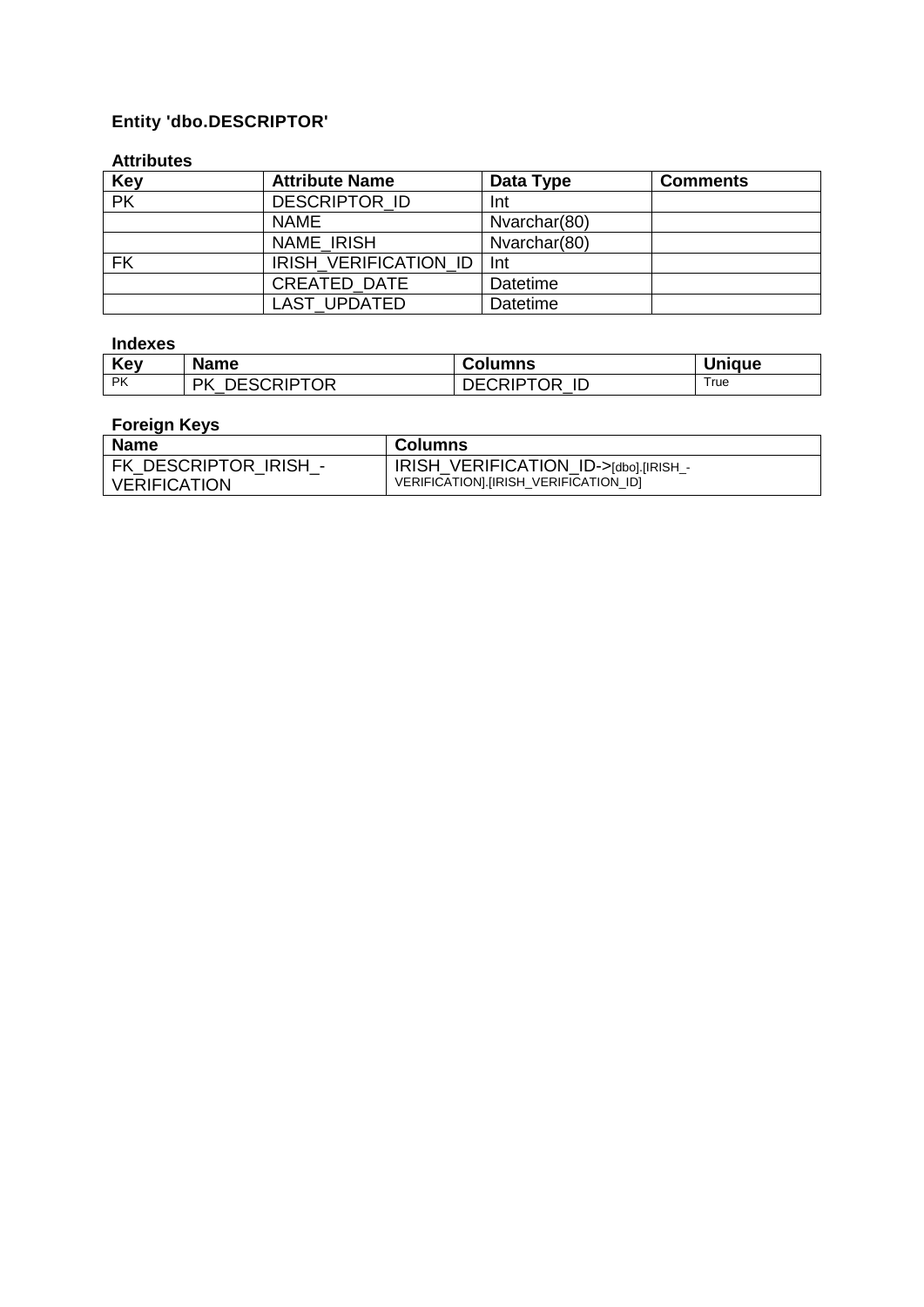### Entity 'dbo.DESCRIPTOR'

**Attributes**

| Key | Attribute Name | Data Type | Comments |
|---|---|---|---|
| PK | DESCRIPTOR_ID | Int | |
| | NAME | Nvarchar(80) | |
| | NAME_IRISH | Nvarchar(80) | |
| FK | IRISH_VERIFICATION_ID | Int | |
| | CREATED_DATE | Datetime | |
| | LAST_UPDATED | Datetime | |

**Indexes**

| Key | Name | Columns | Unique |
|---|---|---|---|
| PK | PK_DESCRIPTOR | DECRIPTOR_ID | True |

**Foreign Keys**

| Name | Columns |
|---|---|
| FK_DESCRIPTOR_IRISH_-VERIFICATION | IRISH_VERIFICATION_ID->[dbo].[IRISH_-VERIFICATION].[IRISH_VERIFICATION_ID] |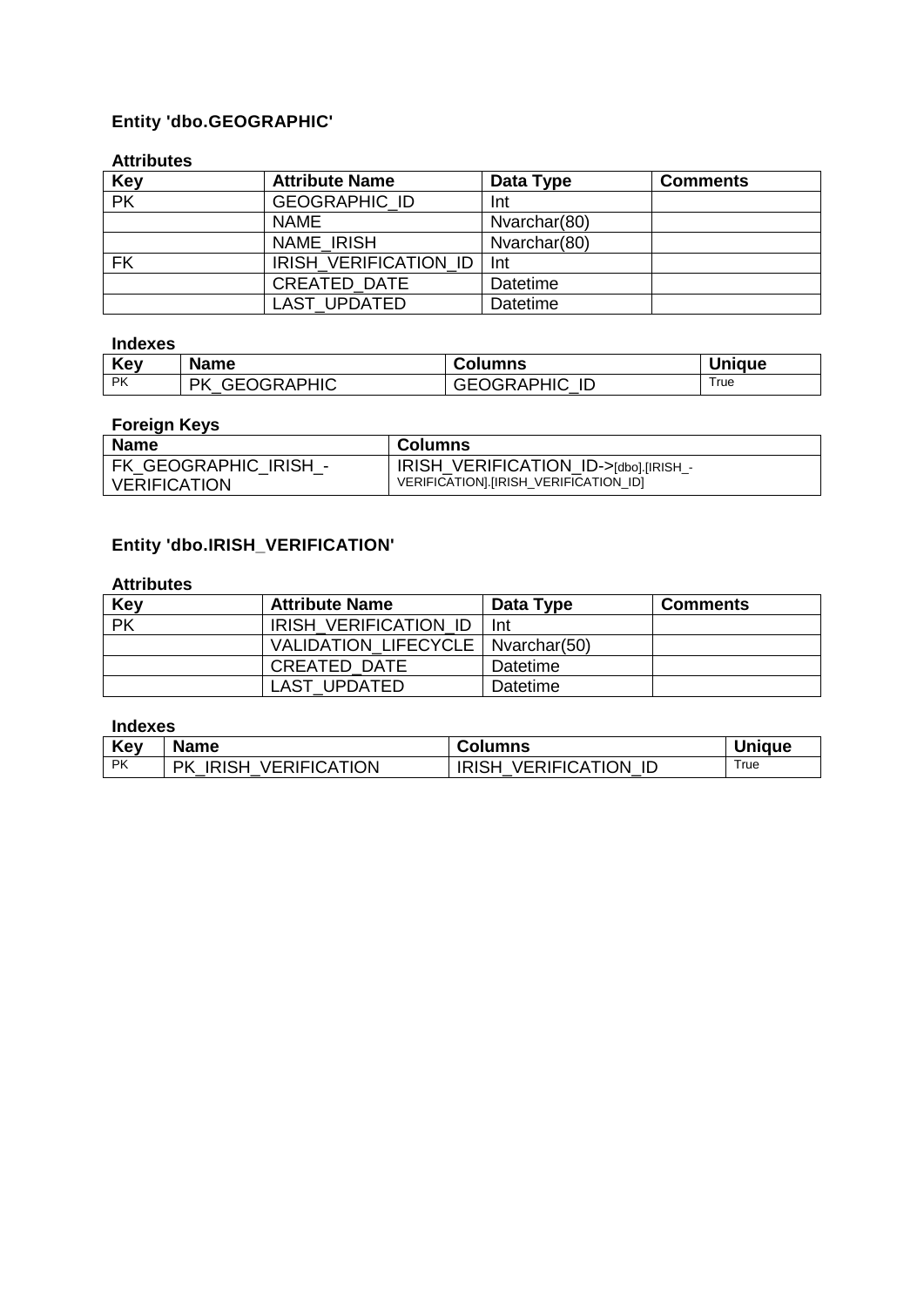### Entity 'dbo.GEOGRAPHIC'

**Attributes**

| Key | Attribute Name | Data Type | Comments |
|---|---|---|---|
| PK | GEOGRAPHIC_ID | Int | |
| | NAME | Nvarchar(80) | |
| | NAME_IRISH | Nvarchar(80) | |
| FK | IRISH_VERIFICATION_ID | Int | |
| | CREATED_DATE | Datetime | |
| | LAST_UPDATED | Datetime | |

**Indexes**

| Key | Name | Columns | Unique |
|---|---|---|---|
| PK | PK_GEOGRAPHIC | GEOGRAPHIC_ID | True |

**Foreign Keys**

| Name | Columns |
|---|---|
| FK_GEOGRAPHIC_IRISH_-VERIFICATION | IRISH_VERIFICATION_ID->[dbo].[IRISH_-VERIFICATION].[IRISH_VERIFICATION_ID] |

### Entity 'dbo.IRISH_VERIFICATION'

**Attributes**

| Key | Attribute Name | Data Type | Comments |
|---|---|---|---|
| PK | IRISH_VERIFICATION_ID | Int | |
| | VALIDATION_LIFECYCLE | Nvarchar(50) | |
| | CREATED_DATE | Datetime | |
| | LAST_UPDATED | Datetime | |

**Indexes**

| Key | Name | Columns | Unique |
|---|---|---|---|
| PK | PK_IRISH_VERIFICATION | IRISH_VERIFICATION_ID | True |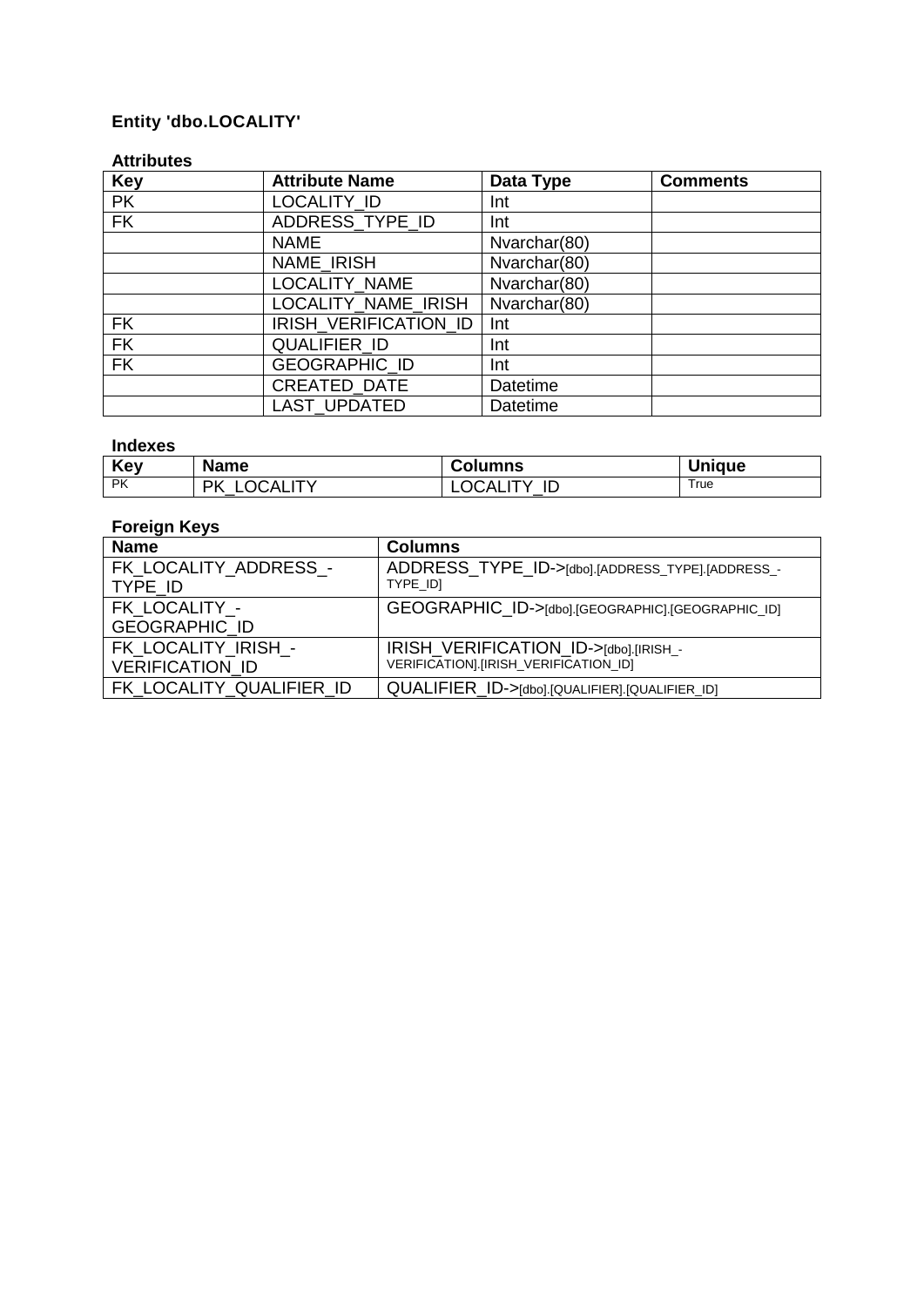### Entity 'dbo.LOCALITY'

**Attributes**

| Key | Attribute Name | Data Type | Comments |
|---|---|---|---|
| PK | LOCALITY_ID | Int | |
| FK | ADDRESS_TYPE_ID | Int | |
| | NAME | Nvarchar(80) | |
| | NAME_IRISH | Nvarchar(80) | |
| | LOCALITY_NAME | Nvarchar(80) | |
| | LOCALITY_NAME_IRISH | Nvarchar(80) | |
| FK | IRISH_VERIFICATION_ID | Int | |
| FK | QUALIFIER_ID | Int | |
| FK | GEOGRAPHIC_ID | Int | |
| | CREATED_DATE | Datetime | |
| | LAST_UPDATED | Datetime | |

**Indexes**

| Key | Name | Columns | Unique |
|---|---|---|---|
| PK | PK_LOCALITY | LOCALITY_ID | True |

**Foreign Keys**

| Name | Columns |
|---|---|
| FK_LOCALITY_ADDRESS_-TYPE_ID | ADDRESS_TYPE_ID->[dbo].[ADDRESS_TYPE].[ADDRESS_-TYPE_ID] |
| FK_LOCALITY_-GEOGRAPHIC_ID | GEOGRAPHIC_ID->[dbo].[GEOGRAPHIC].[GEOGRAPHIC_ID] |
| FK_LOCALITY_IRISH_-VERIFICATION_ID | IRISH_VERIFICATION_ID->[dbo].[IRISH_-VERIFICATION].[IRISH_VERIFICATION_ID] |
| FK_LOCALITY_QUALIFIER_ID | QUALIFIER_ID->[dbo].[QUALIFIER].[QUALIFIER_ID] |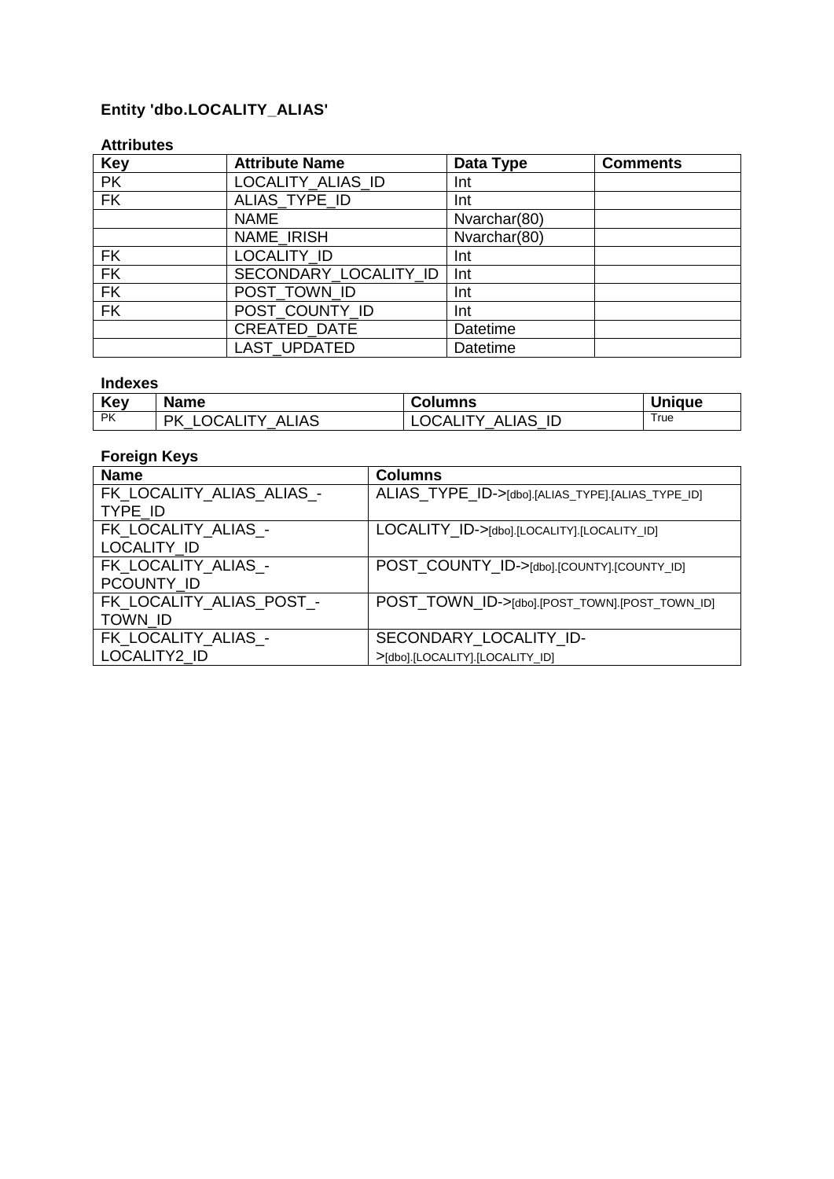### Entity 'dbo.LOCALITY_ALIAS'

#### Attributes

| Key | Attribute Name | Data Type | Comments |
| --- | --- | --- | --- |
| PK | LOCALITY_ALIAS_ID | Int | |
| FK | ALIAS_TYPE_ID | Int | |
| | NAME | Nvarchar(80) | |
| | NAME_IRISH | Nvarchar(80) | |
| FK | LOCALITY_ID | Int | |
| FK | SECONDARY_LOCALITY_ID | Int | |
| FK | POST_TOWN_ID | Int | |
| FK | POST_COUNTY_ID | Int | |
| | CREATED_DATE | Datetime | |
| | LAST_UPDATED | Datetime | |

#### Indexes

| Key | Name | Columns | Unique |
| --- | --- | --- | --- |
| PK | PK_LOCALITY_ALIAS | LOCALITY_ALIAS_ID | True |

#### Foreign Keys

| Name | Columns |
| --- | --- |
| FK_LOCALITY_ALIAS_ALIAS_-TYPE_ID | ALIAS_TYPE_ID->[dbo].[ALIAS_TYPE].[ALIAS_TYPE_ID] |
| FK_LOCALITY_ALIAS_-LOCALITY_ID | LOCALITY_ID->[dbo].[LOCALITY].[LOCALITY_ID] |
| FK_LOCALITY_ALIAS_-PCOUNTY_ID | POST_COUNTY_ID->[dbo].[COUNTY].[COUNTY_ID] |
| FK_LOCALITY_ALIAS_POST_-TOWN_ID | POST_TOWN_ID->[dbo].[POST_TOWN].[POST_TOWN_ID] |
| FK_LOCALITY_ALIAS_-LOCALITY2_ID | SECONDARY_LOCALITY_ID->[dbo].[LOCALITY].[LOCALITY_ID] |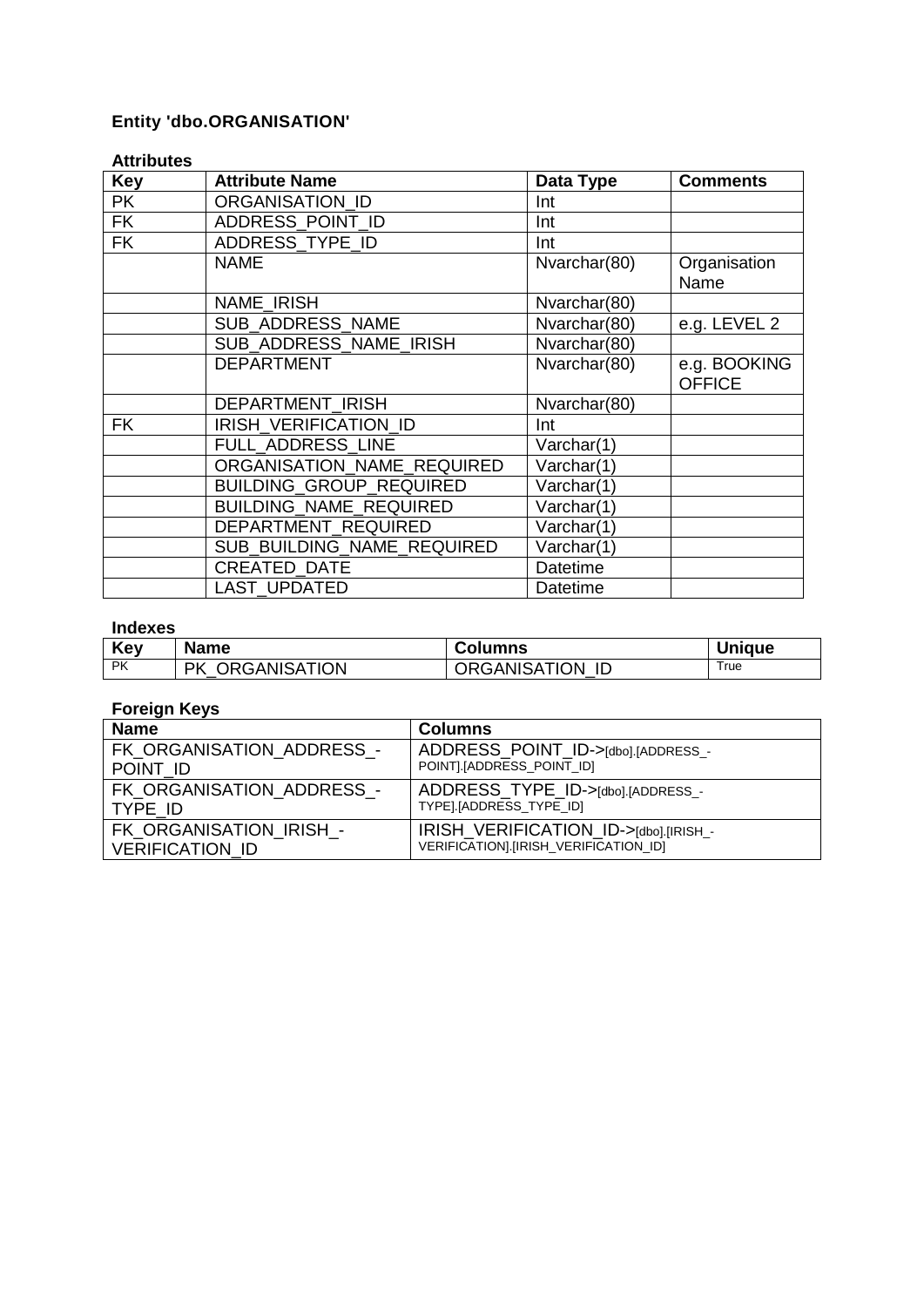**Entity 'dbo.ORGANISATION'**

**Attributes**

| Key | Attribute Name | Data Type | Comments |
|---|---|---|---|
| PK | ORGANISATION_ID | Int | |
| FK | ADDRESS_POINT_ID | Int | |
| FK | ADDRESS_TYPE_ID | Int | |
| | NAME | Nvarchar(80) | Organisation Name |
| | NAME_IRISH | Nvarchar(80) | |
| | SUB_ADDRESS_NAME | Nvarchar(80) | e.g. LEVEL 2 |
| | SUB_ADDRESS_NAME_IRISH | Nvarchar(80) | |
| | DEPARTMENT | Nvarchar(80) | e.g. BOOKING OFFICE |
| | DEPARTMENT_IRISH | Nvarchar(80) | |
| FK | IRISH_VERIFICATION_ID | Int | |
| | FULL_ADDRESS_LINE | Varchar(1) | |
| | ORGANISATION_NAME_REQUIRED | Varchar(1) | |
| | BUILDING_GROUP_REQUIRED | Varchar(1) | |
| | BUILDING_NAME_REQUIRED | Varchar(1) | |
| | DEPARTMENT_REQUIRED | Varchar(1) | |
| | SUB_BUILDING_NAME_REQUIRED | Varchar(1) | |
| | CREATED_DATE | Datetime | |
| | LAST_UPDATED | Datetime | |

**Indexes**

| Key | Name | Columns | Unique |
|---|---|---|---|
| PK | PK_ORGANISATION | ORGANISATION_ID | True |

**Foreign Keys**

| Name | Columns |
|---|---|
| FK_ORGANISATION_ADDRESS_-POINT_ID | ADDRESS_POINT_ID->[dbo].[ADDRESS_-POINT].[ADDRESS_POINT_ID] |
| FK_ORGANISATION_ADDRESS_-TYPE_ID | ADDRESS_TYPE_ID->[dbo].[ADDRESS_-TYPE].[ADDRESS_TYPE_ID] |
| FK_ORGANISATION_IRISH_-VERIFICATION_ID | IRISH_VERIFICATION_ID->[dbo].[IRISH_-VERIFICATION].[IRISH_VERIFICATION_ID] |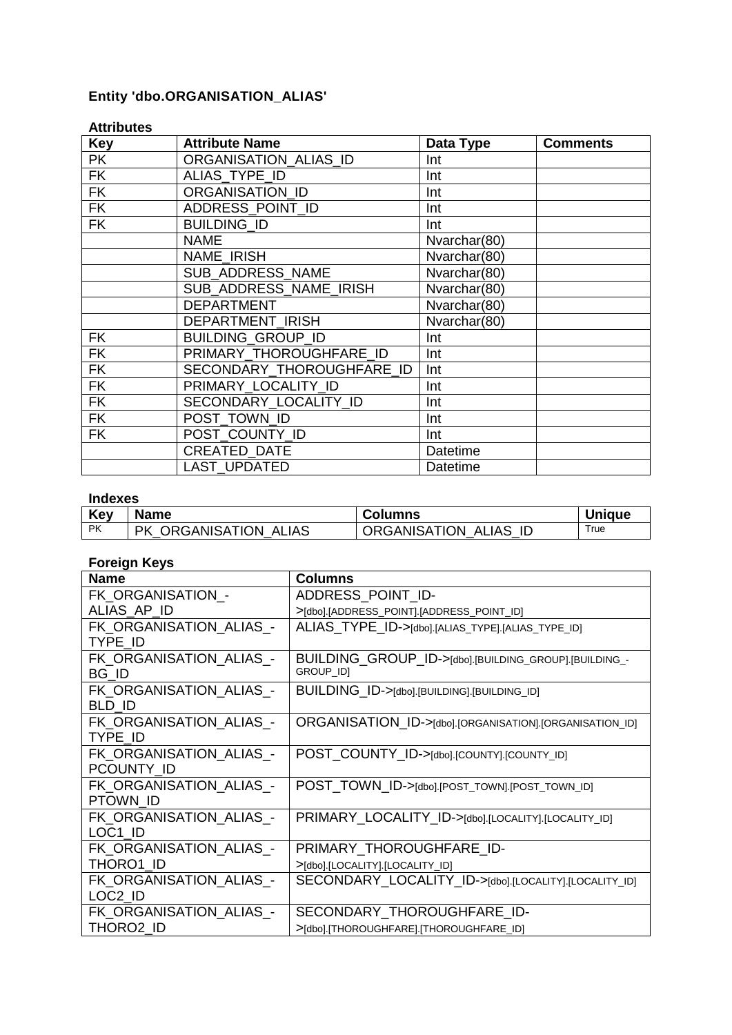**Entity 'dbo.ORGANISATION_ALIAS'**

**Attributes**

| Key | Attribute Name | Data Type | Comments |
| --- | --- | --- | --- |
| PK | ORGANISATION_ALIAS_ID | Int | |
| FK | ALIAS_TYPE_ID | Int | |
| FK | ORGANISATION_ID | Int | |
| FK | ADDRESS_POINT_ID | Int | |
| FK | BUILDING_ID | Int | |
| | NAME | Nvarchar(80) | |
| | NAME_IRISH | Nvarchar(80) | |
| | SUB_ADDRESS_NAME | Nvarchar(80) | |
| | SUB_ADDRESS_NAME_IRISH | Nvarchar(80) | |
| | DEPARTMENT | Nvarchar(80) | |
| | DEPARTMENT_IRISH | Nvarchar(80) | |
| FK | BUILDING_GROUP_ID | Int | |
| FK | PRIMARY_THOROUGHFARE_ID | Int | |
| FK | SECONDARY_THOROUGHFARE_ID | Int | |
| FK | PRIMARY_LOCALITY_ID | Int | |
| FK | SECONDARY_LOCALITY_ID | Int | |
| FK | POST_TOWN_ID | Int | |
| FK | POST_COUNTY_ID | Int | |
| | CREATED_DATE | Datetime | |
| | LAST_UPDATED | Datetime | |

**Indexes**

| Key | Name | Columns | Unique |
| --- | --- | --- | --- |
| PK | PK_ORGANISATION_ALIAS | ORGANISATION_ALIAS_ID | True |

**Foreign Keys**

| Name | Columns |
| --- | --- |
| FK_ORGANISATION_-ALIAS_AP_ID | ADDRESS_POINT_ID->[dbo].[ADDRESS_POINT].[ADDRESS_POINT_ID] |
| FK_ORGANISATION_ALIAS_-TYPE_ID | ALIAS_TYPE_ID->[dbo].[ALIAS_TYPE].[ALIAS_TYPE_ID] |
| FK_ORGANISATION_ALIAS_-BG_ID | BUILDING_GROUP_ID->[dbo].[BUILDING_GROUP].[BUILDING_-GROUP_ID] |
| FK_ORGANISATION_ALIAS_-BLD_ID | BUILDING_ID->[dbo].[BUILDING].[BUILDING_ID] |
| FK_ORGANISATION_ALIAS_-TYPE_ID | ORGANISATION_ID->[dbo].[ORGANISATION].[ORGANISATION_ID] |
| FK_ORGANISATION_ALIAS_-PCOUNTY_ID | POST_COUNTY_ID->[dbo].[COUNTY].[COUNTY_ID] |
| FK_ORGANISATION_ALIAS_-PTOWN_ID | POST_TOWN_ID->[dbo].[POST_TOWN].[POST_TOWN_ID] |
| FK_ORGANISATION_ALIAS_-LOC1_ID | PRIMARY_LOCALITY_ID->[dbo].[LOCALITY].[LOCALITY_ID] |
| FK_ORGANISATION_ALIAS_-THORO1_ID | PRIMARY_THOROUGHFARE_ID->[dbo].[LOCALITY].[LOCALITY_ID] |
| FK_ORGANISATION_ALIAS_-LOC2_ID | SECONDARY_LOCALITY_ID->[dbo].[LOCALITY].[LOCALITY_ID] |
| FK_ORGANISATION_ALIAS_-THORO2_ID | SECONDARY_THOROUGHFARE_ID->[dbo].[THOROUGHFARE].[THOROUGHFARE_ID] |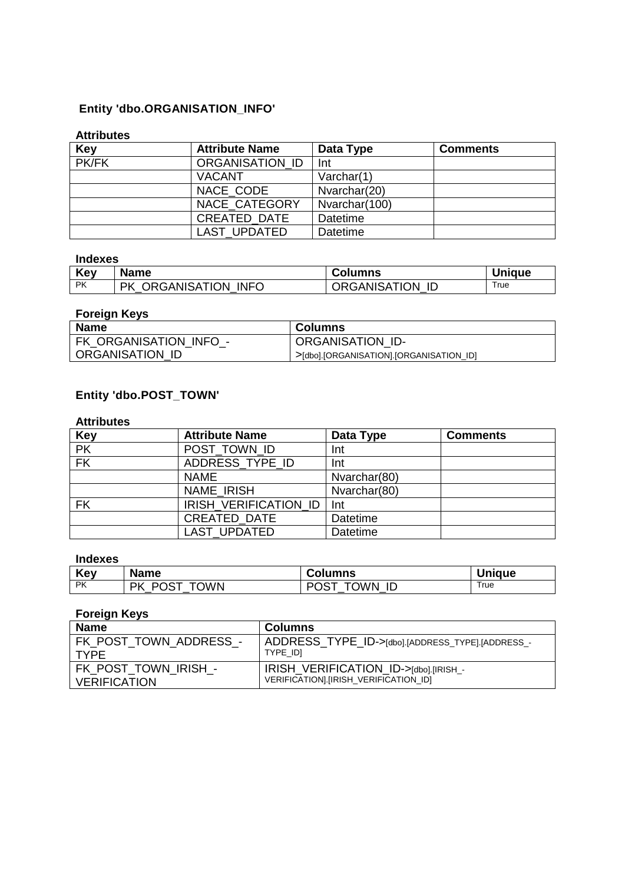### Entity 'dbo.ORGANISATION_INFO'

**Attributes**

| Key | Attribute Name | Data Type | Comments |
|---|---|---|---|
| PK/FK | ORGANISATION_ID | Int | |
| | VACANT | Varchar(1) | |
| | NACE_CODE | Nvarchar(20) | |
| | NACE_CATEGORY | Nvarchar(100) | |
| | CREATED_DATE | Datetime | |
| | LAST_UPDATED | Datetime | |

**Indexes**

| Key | Name | Columns | Unique |
|---|---|---|---|
| PK | PK_ORGANISATION_INFO | ORGANISATION_ID | True |

**Foreign Keys**

| Name | Columns |
|---|---|
| FK_ORGANISATION_INFO_-ORGANISATION_ID | ORGANISATION_ID->[dbo].[ORGANISATION].[ORGANISATION_ID] |

### Entity 'dbo.POST_TOWN'

**Attributes**

| Key | Attribute Name | Data Type | Comments |
|---|---|---|---|
| PK | POST_TOWN_ID | Int | |
| FK | ADDRESS_TYPE_ID | Int | |
| | NAME | Nvarchar(80) | |
| | NAME_IRISH | Nvarchar(80) | |
| FK | IRISH_VERIFICATION_ID | Int | |
| | CREATED_DATE | Datetime | |
| | LAST_UPDATED | Datetime | |

**Indexes**

| Key | Name | Columns | Unique |
|---|---|---|---|
| PK | PK_POST_TOWN | POST_TOWN_ID | True |

**Foreign Keys**

| Name | Columns |
|---|---|
| FK_POST_TOWN_ADDRESS_-TYPE | ADDRESS_TYPE_ID->[dbo].[ADDRESS_TYPE].[ADDRESS_-TYPE_ID] |
| FK_POST_TOWN_IRISH_-VERIFICATION | IRISH_VERIFICATION_ID->[dbo].[IRISH_-VERIFICATION].[IRISH_VERIFICATION_ID] |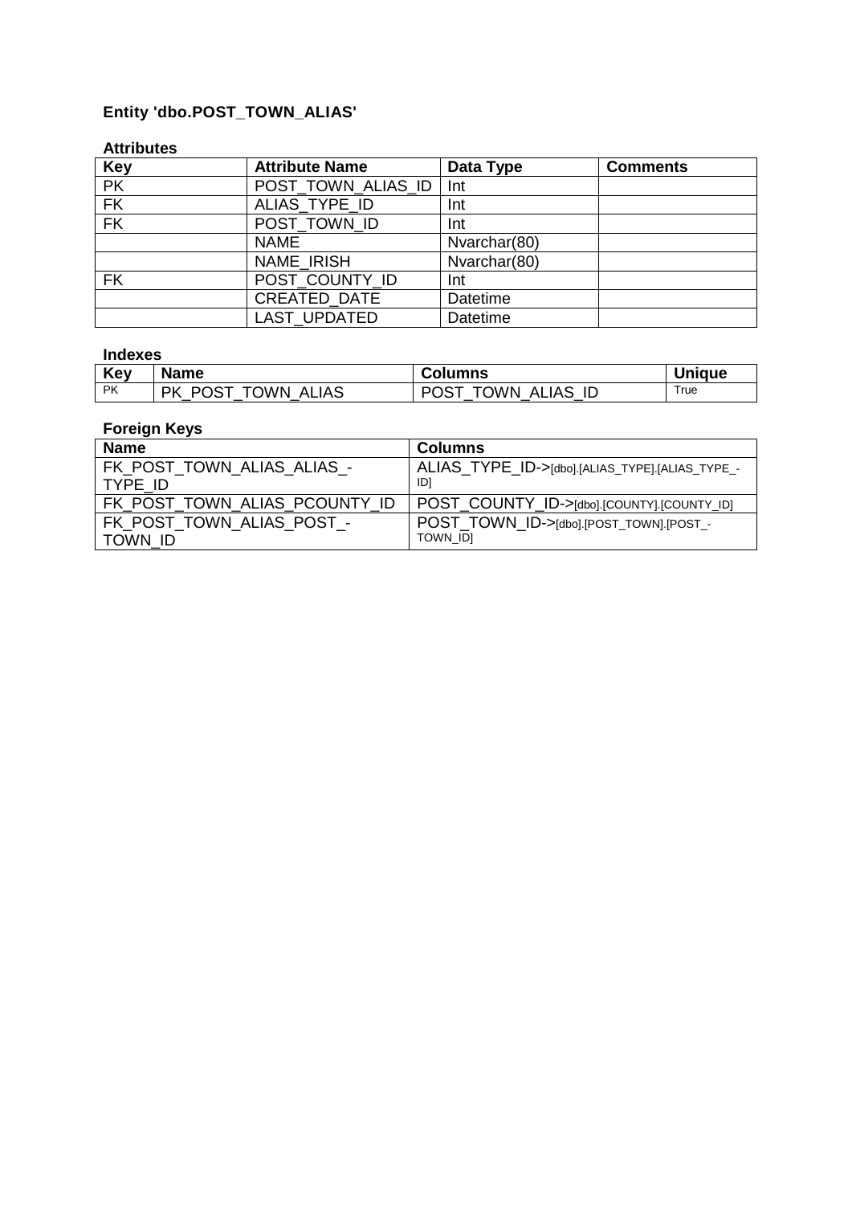### Entity 'dbo.POST_TOWN_ALIAS'

**Attributes**

| Key | Attribute Name | Data Type | Comments |
|---|---|---|---|
| PK | POST_TOWN_ALIAS_ID | Int | |
| FK | ALIAS_TYPE_ID | Int | |
| FK | POST_TOWN_ID | Int | |
| | NAME | Nvarchar(80) | |
| | NAME_IRISH | Nvarchar(80) | |
| FK | POST_COUNTY_ID | Int | |
| | CREATED_DATE | Datetime | |
| | LAST_UPDATED | Datetime | |

**Indexes**

| Key | Name | Columns | Unique |
|---|---|---|---|
| PK | PK_POST_TOWN_ALIAS | POST_TOWN_ALIAS_ID | True |

**Foreign Keys**

| Name | Columns |
|---|---|
| FK_POST_TOWN_ALIAS_ALIAS_-TYPE_ID | ALIAS_TYPE_ID->[dbo].[ALIAS_TYPE].[ALIAS_TYPE_-ID] |
| FK_POST_TOWN_ALIAS_PCOUNTY_ID | POST_COUNTY_ID->[dbo].[COUNTY].[COUNTY_ID] |
| FK_POST_TOWN_ALIAS_POST_-TOWN_ID | POST_TOWN_ID->[dbo].[POST_TOWN].[POST_-TOWN_ID] |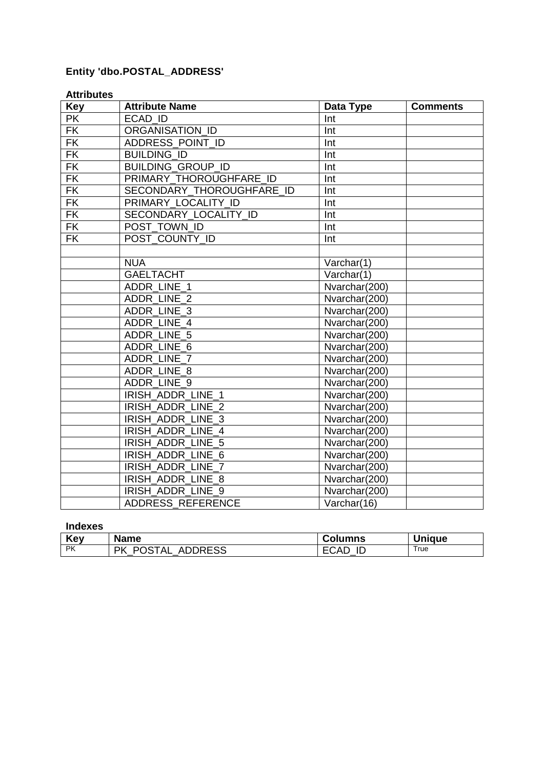**Entity 'dbo.POSTAL_ADDRESS'**

**Attributes**

| Key | Attribute Name | Data Type | Comments |
|---|---|---|---|
| PK | ECAD_ID | Int | |
| FK | ORGANISATION_ID | Int | |
| FK | ADDRESS_POINT_ID | Int | |
| FK | BUILDING_ID | Int | |
| FK | BUILDING_GROUP_ID | Int | |
| FK | PRIMARY_THOROUGHFARE_ID | Int | |
| FK | SECONDARY_THOROUGHFARE_ID | Int | |
| FK | PRIMARY_LOCALITY_ID | Int | |
| FK | SECONDARY_LOCALITY_ID | Int | |
| FK | POST_TOWN_ID | Int | |
| FK | POST_COUNTY_ID | Int | |
| | | | |
| | NUA | Varchar(1) | |
| | GAELTACHT | Varchar(1) | |
| | ADDR_LINE_1 | Nvarchar(200) | |
| | ADDR_LINE_2 | Nvarchar(200) | |
| | ADDR_LINE_3 | Nvarchar(200) | |
| | ADDR_LINE_4 | Nvarchar(200) | |
| | ADDR_LINE_5 | Nvarchar(200) | |
| | ADDR_LINE_6 | Nvarchar(200) | |
| | ADDR_LINE_7 | Nvarchar(200) | |
| | ADDR_LINE_8 | Nvarchar(200) | |
| | ADDR_LINE_9 | Nvarchar(200) | |
| | IRISH_ADDR_LINE_1 | Nvarchar(200) | |
| | IRISH_ADDR_LINE_2 | Nvarchar(200) | |
| | IRISH_ADDR_LINE_3 | Nvarchar(200) | |
| | IRISH_ADDR_LINE_4 | Nvarchar(200) | |
| | IRISH_ADDR_LINE_5 | Nvarchar(200) | |
| | IRISH_ADDR_LINE_6 | Nvarchar(200) | |
| | IRISH_ADDR_LINE_7 | Nvarchar(200) | |
| | IRISH_ADDR_LINE_8 | Nvarchar(200) | |
| | IRISH_ADDR_LINE_9 | Nvarchar(200) | |
| | ADDRESS_REFERENCE | Varchar(16) | |

**Indexes**

| Key | Name | Columns | Unique |
|---|---|---|---|
| PK | PK_POSTAL_ADDRESS | ECAD_ID | True |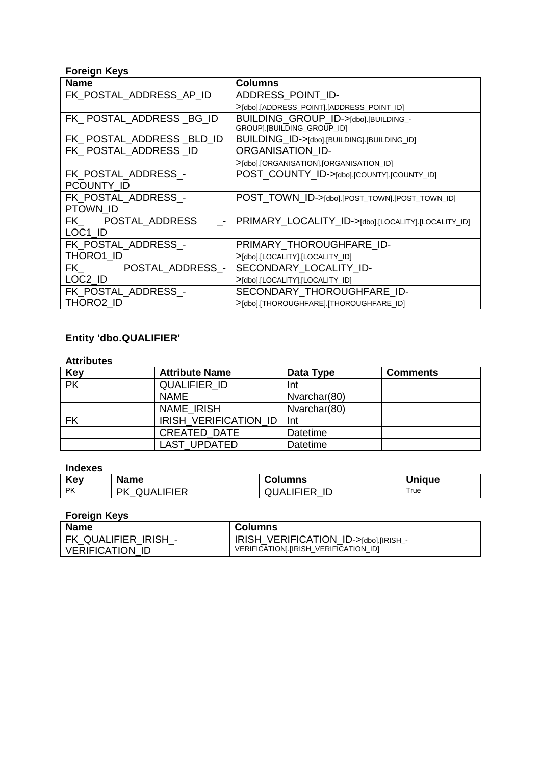**Foreign Keys**

| Name | Columns |
|---|---|
| FK_POSTAL_ADDRESS_AP_ID | ADDRESS_POINT_ID->[dbo].[ADDRESS_POINT].[ADDRESS_POINT_ID] |
| FK_ POSTAL_ADDRESS _BG_ID | BUILDING_GROUP_ID->[dbo].[BUILDING_-GROUP].[BUILDING_GROUP_ID] |
| FK_ POSTAL_ADDRESS _BLD_ID | BUILDING_ID->[dbo].[BUILDING].[BUILDING_ID] |
| FK_ POSTAL_ADDRESS _ID | ORGANISATION_ID->[dbo].[ORGANISATION].[ORGANISATION_ID] |
| FK_POSTAL_ADDRESS_-PCOUNTY_ID | POST_COUNTY_ID->[dbo].[COUNTY].[COUNTY_ID] |
| FK_POSTAL_ADDRESS_-PTOWN_ID | POST_TOWN_ID->[dbo].[POST_TOWN].[POST_TOWN_ID] |
| FK_ POSTAL_ADDRESS _-LOC1_ID | PRIMARY_LOCALITY_ID->[dbo].[LOCALITY].[LOCALITY_ID] |
| FK_POSTAL_ADDRESS_-THORO1_ID | PRIMARY_THOROUGHFARE_ID->[dbo].[LOCALITY].[LOCALITY_ID] |
| FK_ POSTAL_ADDRESS_-LOC2_ID | SECONDARY_LOCALITY_ID->[dbo].[LOCALITY].[LOCALITY_ID] |
| FK_POSTAL_ADDRESS_-THORO2_ID | SECONDARY_THOROUGHFARE_ID->[dbo].[THOROUGHFARE].[THOROUGHFARE_ID] |

### Entity 'dbo.QUALIFIER'

**Attributes**

| Key | Attribute Name | Data Type | Comments |
|---|---|---|---|
| PK | QUALIFIER_ID | Int | |
| | NAME | Nvarchar(80) | |
| | NAME_IRISH | Nvarchar(80) | |
| FK | IRISH_VERIFICATION_ID | Int | |
| | CREATED_DATE | Datetime | |
| | LAST_UPDATED | Datetime | |

**Indexes**

| Key | Name | Columns | Unique |
|---|---|---|---|
| PK | PK_QUALIFIER | QUALIFIER_ID | True |

**Foreign Keys**

| Name | Columns |
|---|---|
| FK_QUALIFIER_IRISH_-VERIFICATION_ID | IRISH_VERIFICATION_ID->[dbo].[IRISH_-VERIFICATION].[IRISH_VERIFICATION_ID] |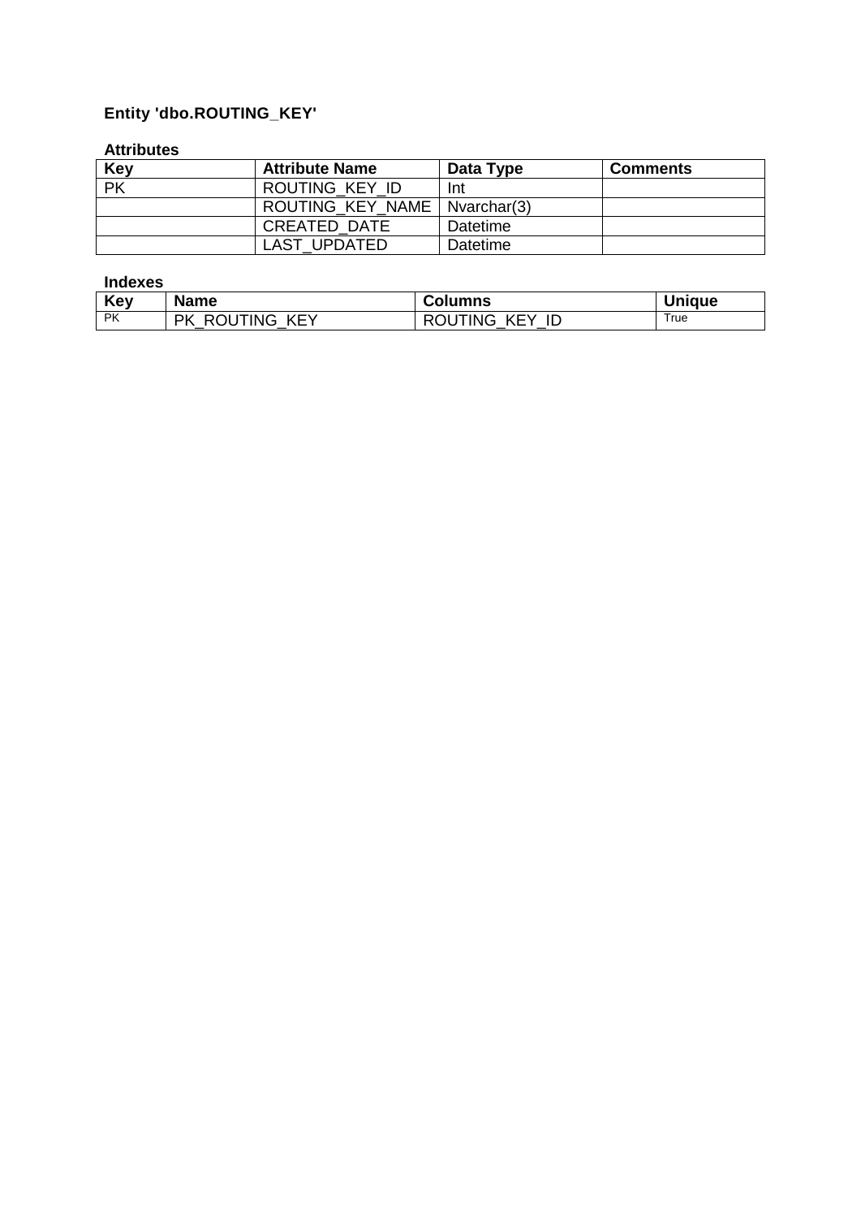## Entity 'dbo.ROUTING_KEY'

### Attributes

| Key | Attribute Name | Data Type | Comments |
|---|---|---|---|
| PK | ROUTING_KEY_ID | Int | |
| | ROUTING_KEY_NAME | Nvarchar(3) | |
| | CREATED_DATE | Datetime | |
| | LAST_UPDATED | Datetime | |

### Indexes

| Key | Name | Columns | Unique |
|---|---|---|---|
| PK | PK_ROUTING_KEY | ROUTING_KEY_ID | True |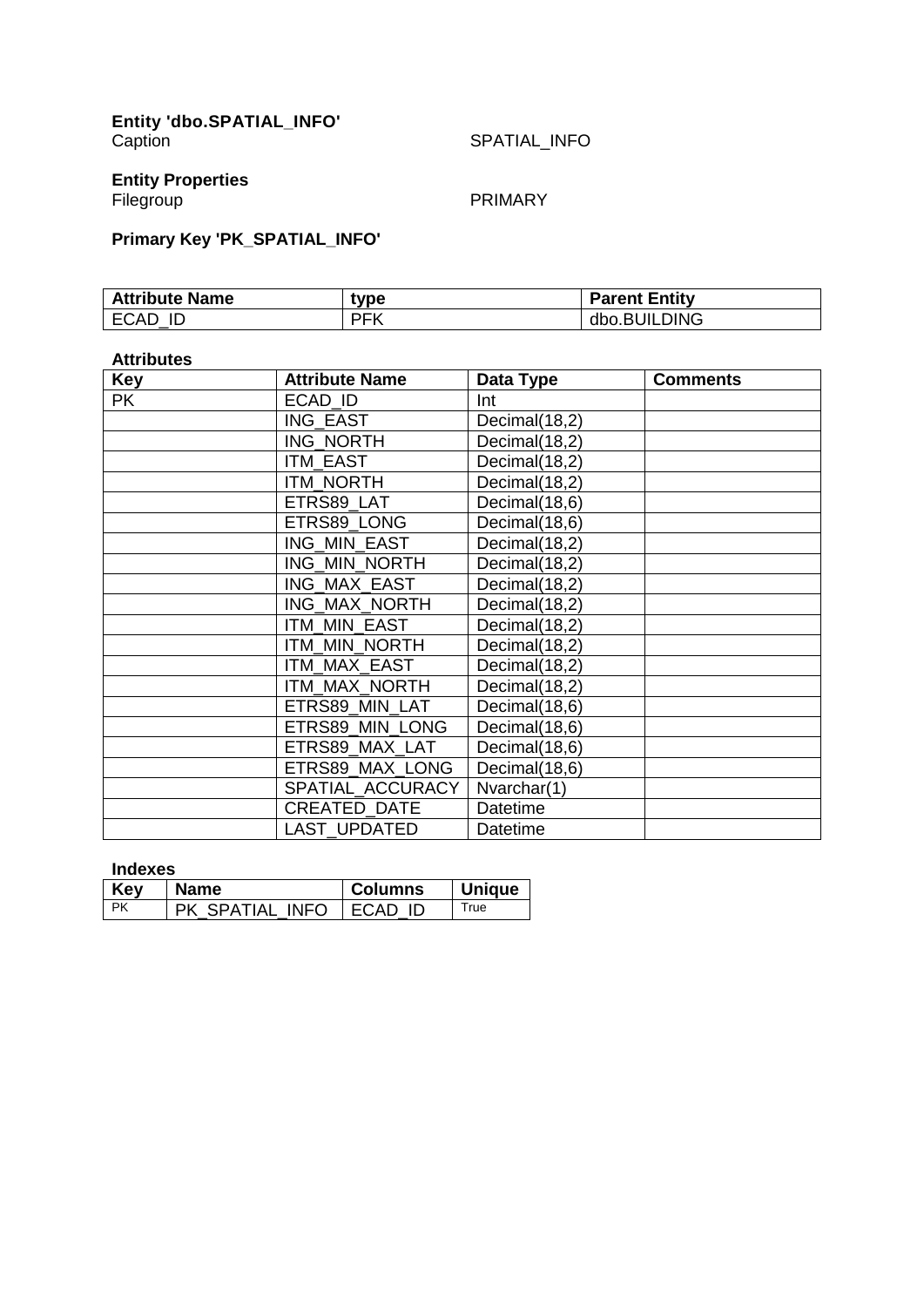**Entity 'dbo.SPATIAL_INFO'**

Caption SPATIAL_INFO

**Entity Properties**

Filegroup PRIMARY

**Primary Key 'PK_SPATIAL_INFO'**

| Attribute Name | type | Parent Entity |
|---|---|---|
| ECAD_ID | PFK | dbo.BUILDING |

**Attributes**

| Key | Attribute Name | Data Type | Comments |
|---|---|---|---|
| PK | ECAD_ID | Int | |
| | ING_EAST | Decimal(18,2) | |
| | ING_NORTH | Decimal(18,2) | |
| | ITM_EAST | Decimal(18,2) | |
| | ITM_NORTH | Decimal(18,2) | |
| | ETRS89_LAT | Decimal(18,6) | |
| | ETRS89_LONG | Decimal(18,6) | |
| | ING_MIN_EAST | Decimal(18,2) | |
| | ING_MIN_NORTH | Decimal(18,2) | |
| | ING_MAX_EAST | Decimal(18,2) | |
| | ING_MAX_NORTH | Decimal(18,2) | |
| | ITM_MIN_EAST | Decimal(18,2) | |
| | ITM_MIN_NORTH | Decimal(18,2) | |
| | ITM_MAX_EAST | Decimal(18,2) | |
| | ITM_MAX_NORTH | Decimal(18,2) | |
| | ETRS89_MIN_LAT | Decimal(18,6) | |
| | ETRS89_MIN_LONG | Decimal(18,6) | |
| | ETRS89_MAX_LAT | Decimal(18,6) | |
| | ETRS89_MAX_LONG | Decimal(18,6) | |
| | SPATIAL_ACCURACY | Nvarchar(1) | |
| | CREATED_DATE | Datetime | |
| | LAST_UPDATED | Datetime | |

**Indexes**

| Key | Name | Columns | Unique |
|---|---|---|---|
| PK | PK_SPATIAL_INFO | ECAD_ID | True |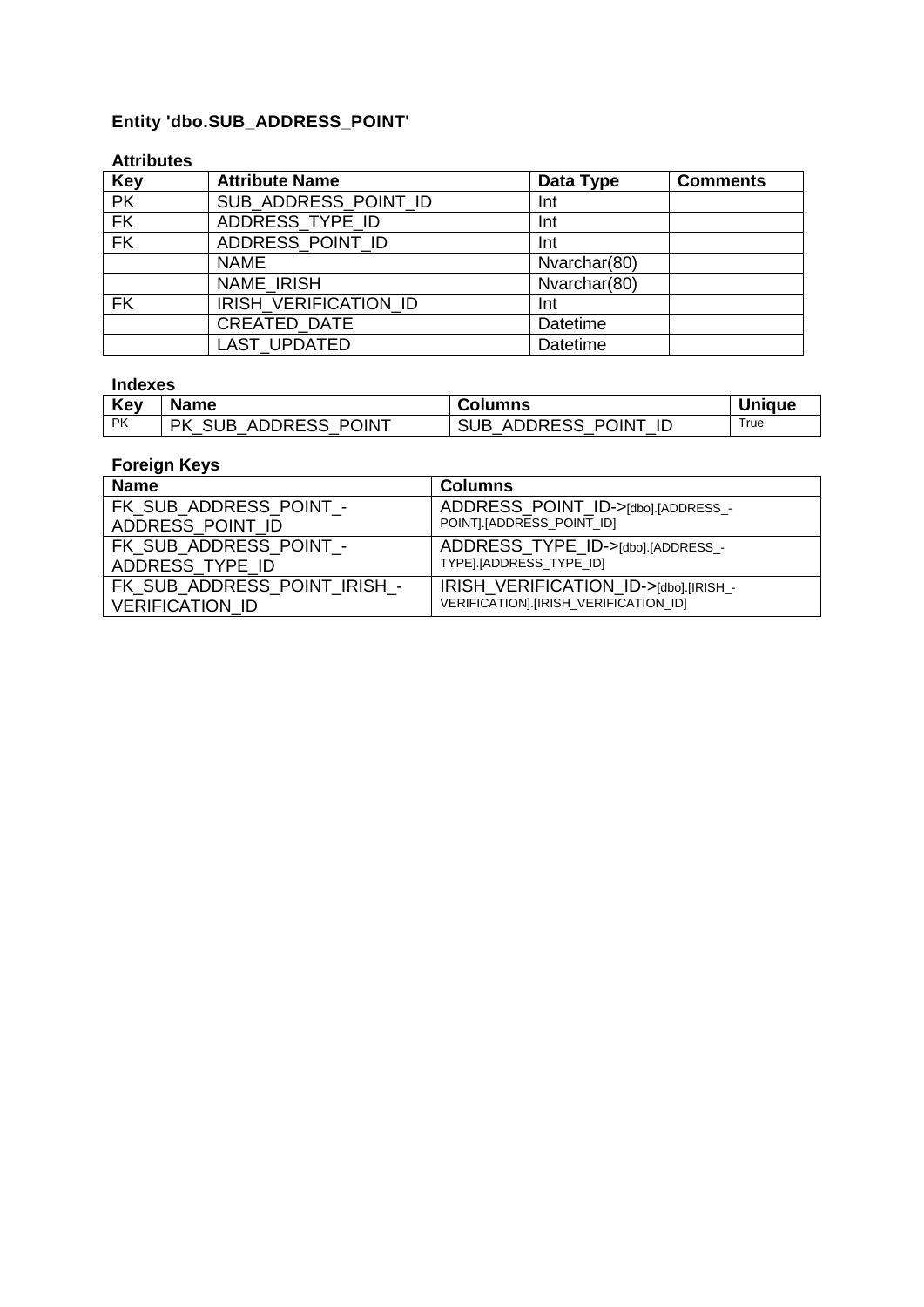### Entity 'dbo.SUB_ADDRESS_POINT'

#### Attributes

| Key | Attribute Name | Data Type | Comments |
|---|---|---|---|
| PK | SUB_ADDRESS_POINT_ID | Int | |
| FK | ADDRESS_TYPE_ID | Int | |
| FK | ADDRESS_POINT_ID | Int | |
| | NAME | Nvarchar(80) | |
| | NAME_IRISH | Nvarchar(80) | |
| FK | IRISH_VERIFICATION_ID | Int | |
| | CREATED_DATE | Datetime | |
| | LAST_UPDATED | Datetime | |

#### Indexes

| Key | Name | Columns | Unique |
|---|---|---|---|
| PK | PK_SUB_ADDRESS_POINT | SUB_ADDRESS_POINT_ID | True |

#### Foreign Keys

| Name | Columns |
|---|---|
| FK_SUB_ADDRESS_POINT_-ADDRESS_POINT_ID | ADDRESS_POINT_ID->[dbo].[ADDRESS_-POINT].[ADDRESS_POINT_ID] |
| FK_SUB_ADDRESS_POINT_-ADDRESS_TYPE_ID | ADDRESS_TYPE_ID->[dbo].[ADDRESS_-TYPE].[ADDRESS_TYPE_ID] |
| FK_SUB_ADDRESS_POINT_IRISH_-VERIFICATION_ID | IRISH_VERIFICATION_ID->[dbo].[IRISH_-VERIFICATION].[IRISH_VERIFICATION_ID] |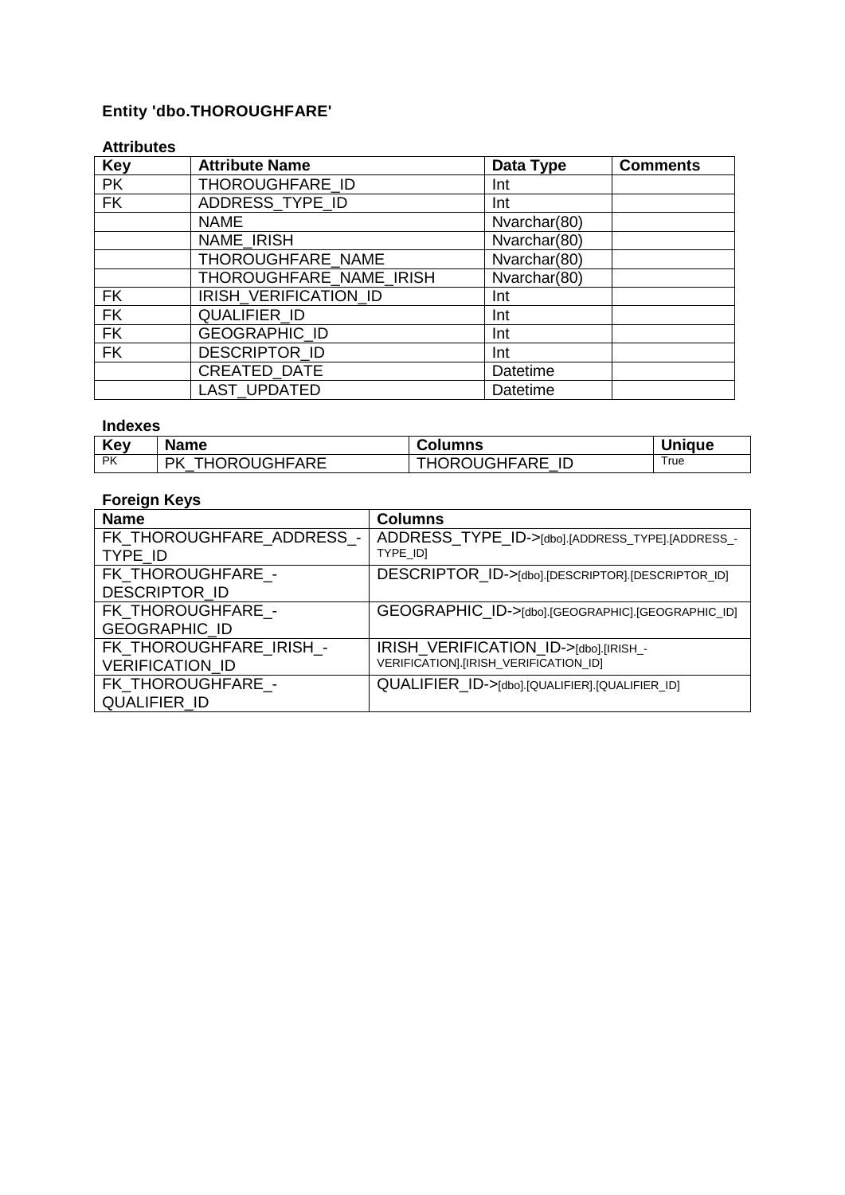### Entity 'dbo.THOROUGHFARE'

**Attributes**

| Key | Attribute Name | Data Type | Comments |
|---|---|---|---|
| PK | THOROUGHFARE_ID | Int | |
| FK | ADDRESS_TYPE_ID | Int | |
| | NAME | Nvarchar(80) | |
| | NAME_IRISH | Nvarchar(80) | |
| | THOROUGHFARE_NAME | Nvarchar(80) | |
| | THOROUGHFARE_NAME_IRISH | Nvarchar(80) | |
| FK | IRISH_VERIFICATION_ID | Int | |
| FK | QUALIFIER_ID | Int | |
| FK | GEOGRAPHIC_ID | Int | |
| FK | DESCRIPTOR_ID | Int | |
| | CREATED_DATE | Datetime | |
| | LAST_UPDATED | Datetime | |

**Indexes**

| Key | Name | Columns | Unique |
|---|---|---|---|
| PK | PK_THOROUGHFARE | THOROUGHFARE_ID | True |

**Foreign Keys**

| Name | Columns |
|---|---|
| FK_THOROUGHFARE_ADDRESS_-TYPE_ID | ADDRESS_TYPE_ID->[dbo].[ADDRESS_TYPE].[ADDRESS_-TYPE_ID] |
| FK_THOROUGHFARE_-DESCRIPTOR_ID | DESCRIPTOR_ID->[dbo].[DESCRIPTOR].[DESCRIPTOR_ID] |
| FK_THOROUGHFARE_-GEOGRAPHIC_ID | GEOGRAPHIC_ID->[dbo].[GEOGRAPHIC].[GEOGRAPHIC_ID] |
| FK_THOROUGHFARE_IRISH_-VERIFICATION_ID | IRISH_VERIFICATION_ID->[dbo].[IRISH_-VERIFICATION].[IRISH_VERIFICATION_ID] |
| FK_THOROUGHFARE_-QUALIFIER_ID | QUALIFIER_ID->[dbo].[QUALIFIER].[QUALIFIER_ID] |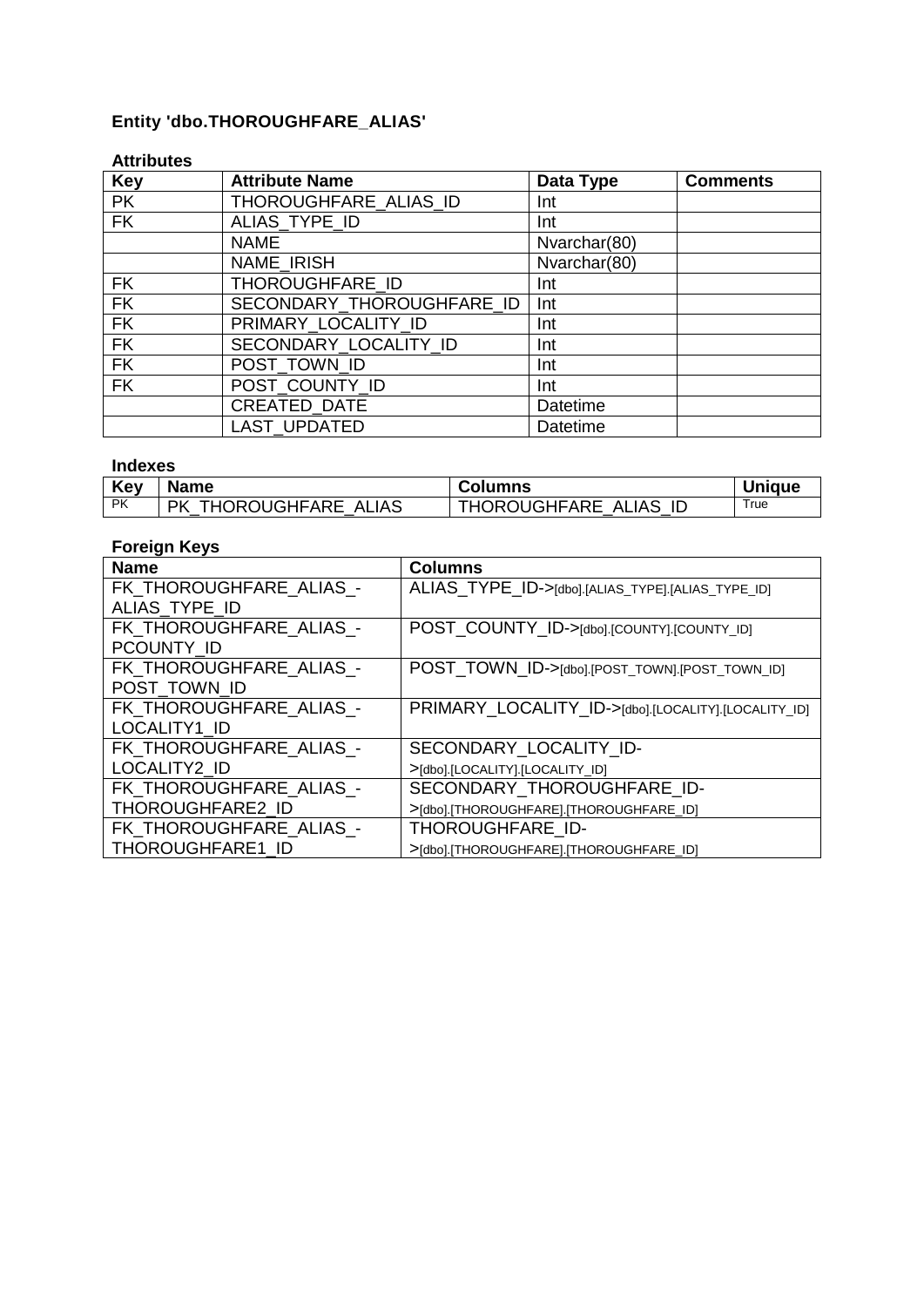**Entity 'dbo.THOROUGHFARE_ALIAS'**

**Attributes**

| Key | Attribute Name | Data Type | Comments |
|---|---|---|---|
| PK | THOROUGHFARE_ALIAS_ID | Int | |
| FK | ALIAS_TYPE_ID | Int | |
| | NAME | Nvarchar(80) | |
| | NAME_IRISH | Nvarchar(80) | |
| FK | THOROUGHFARE_ID | Int | |
| FK | SECONDARY_THOROUGHFARE_ID | Int | |
| FK | PRIMARY_LOCALITY_ID | Int | |
| FK | SECONDARY_LOCALITY_ID | Int | |
| FK | POST_TOWN_ID | Int | |
| FK | POST_COUNTY_ID | Int | |
| | CREATED_DATE | Datetime | |
| | LAST_UPDATED | Datetime | |

**Indexes**

| Key | Name | Columns | Unique |
|---|---|---|---|
| PK | PK_THOROUGHFARE_ALIAS | THOROUGHFARE_ALIAS_ID | True |

**Foreign Keys**

| Name | Columns |
|---|---|
| FK_THOROUGHFARE_ALIAS_-ALIAS_TYPE_ID | ALIAS_TYPE_ID->[dbo].[ALIAS_TYPE].[ALIAS_TYPE_ID] |
| FK_THOROUGHFARE_ALIAS_-PCOUNTY_ID | POST_COUNTY_ID->[dbo].[COUNTY].[COUNTY_ID] |
| FK_THOROUGHFARE_ALIAS_-POST_TOWN_ID | POST_TOWN_ID->[dbo].[POST_TOWN].[POST_TOWN_ID] |
| FK_THOROUGHFARE_ALIAS_-LOCALITY1_ID | PRIMARY_LOCALITY_ID->[dbo].[LOCALITY].[LOCALITY_ID] |
| FK_THOROUGHFARE_ALIAS_-LOCALITY2_ID | SECONDARY_LOCALITY_ID->[dbo].[LOCALITY].[LOCALITY_ID] |
| FK_THOROUGHFARE_ALIAS_-THOROUGHFARE2_ID | SECONDARY_THOROUGHFARE_ID->[dbo].[THOROUGHFARE].[THOROUGHFARE_ID] |
| FK_THOROUGHFARE_ALIAS_-THOROUGHFARE1_ID | THOROUGHFARE_ID->[dbo].[THOROUGHFARE].[THOROUGHFARE_ID] |